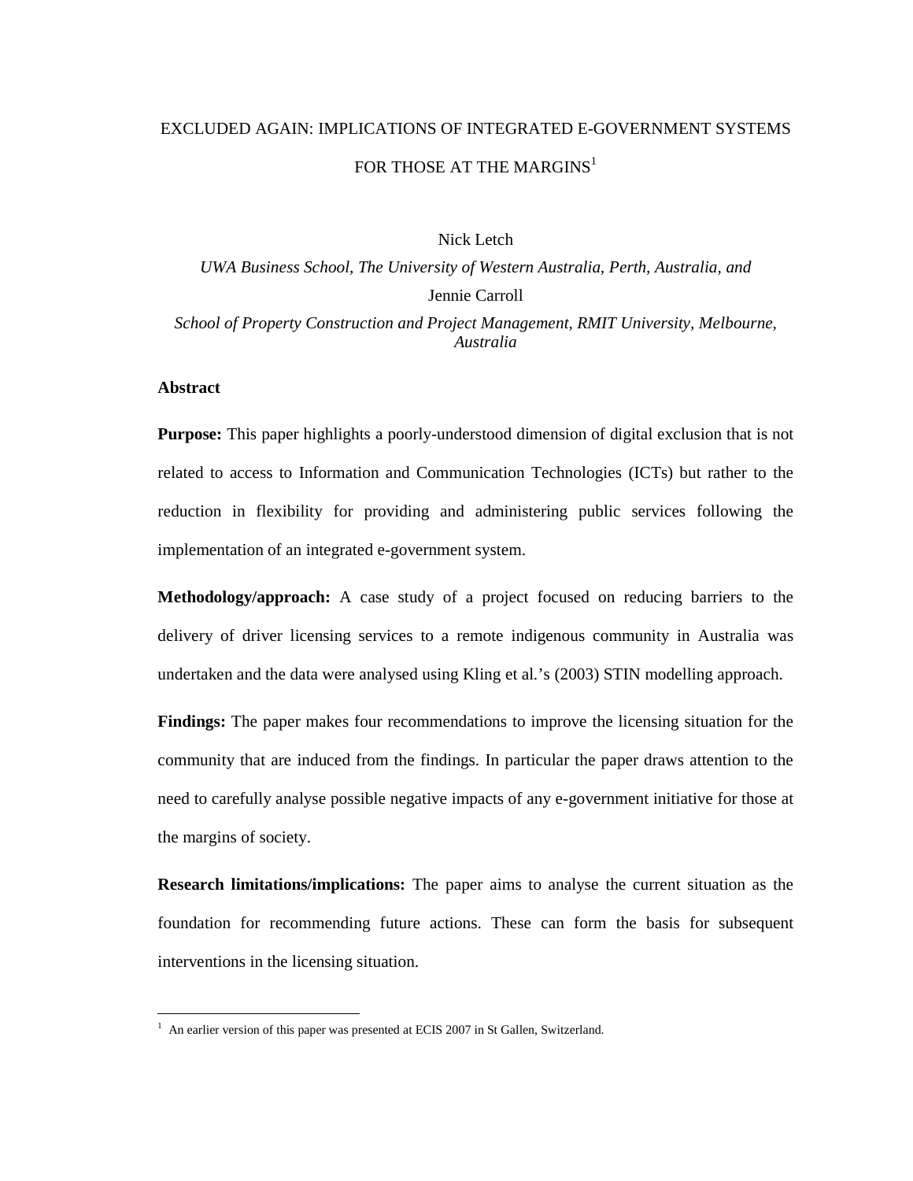# EXCLUDED AGAIN: IMPLICATIONS OF INTEGRATED E-GOVERNMENT SYSTEMS FOR THOSE AT THE MARGINS[1]

Nick Letch

*UWA Business School, The University of Western Australia, Perth, Australia, and*

Jennie Carroll

*School of Property Construction and Project Management, RMIT University, Melbourne, Australia*

## Abstract

**Purpose:** This paper highlights a poorly-understood dimension of digital exclusion that is not related to access to Information and Communication Technologies (ICTs) but rather to the reduction in flexibility for providing and administering public services following the implementation of an integrated e-government system.

**Methodology/approach:** A case study of a project focused on reducing barriers to the delivery of driver licensing services to a remote indigenous community in Australia was undertaken and the data were analysed using Kling et al.'s (2003) STIN modelling approach.

**Findings:** The paper makes four recommendations to improve the licensing situation for the community that are induced from the findings. In particular the paper draws attention to the need to carefully analyse possible negative impacts of any e-government initiative for those at the margins of society.

**Research limitations/implications:** The paper aims to analyse the current situation as the foundation for recommending future actions. These can form the basis for subsequent interventions in the licensing situation.

[1] An earlier version of this paper was presented at ECIS 2007 in St Gallen, Switzerland.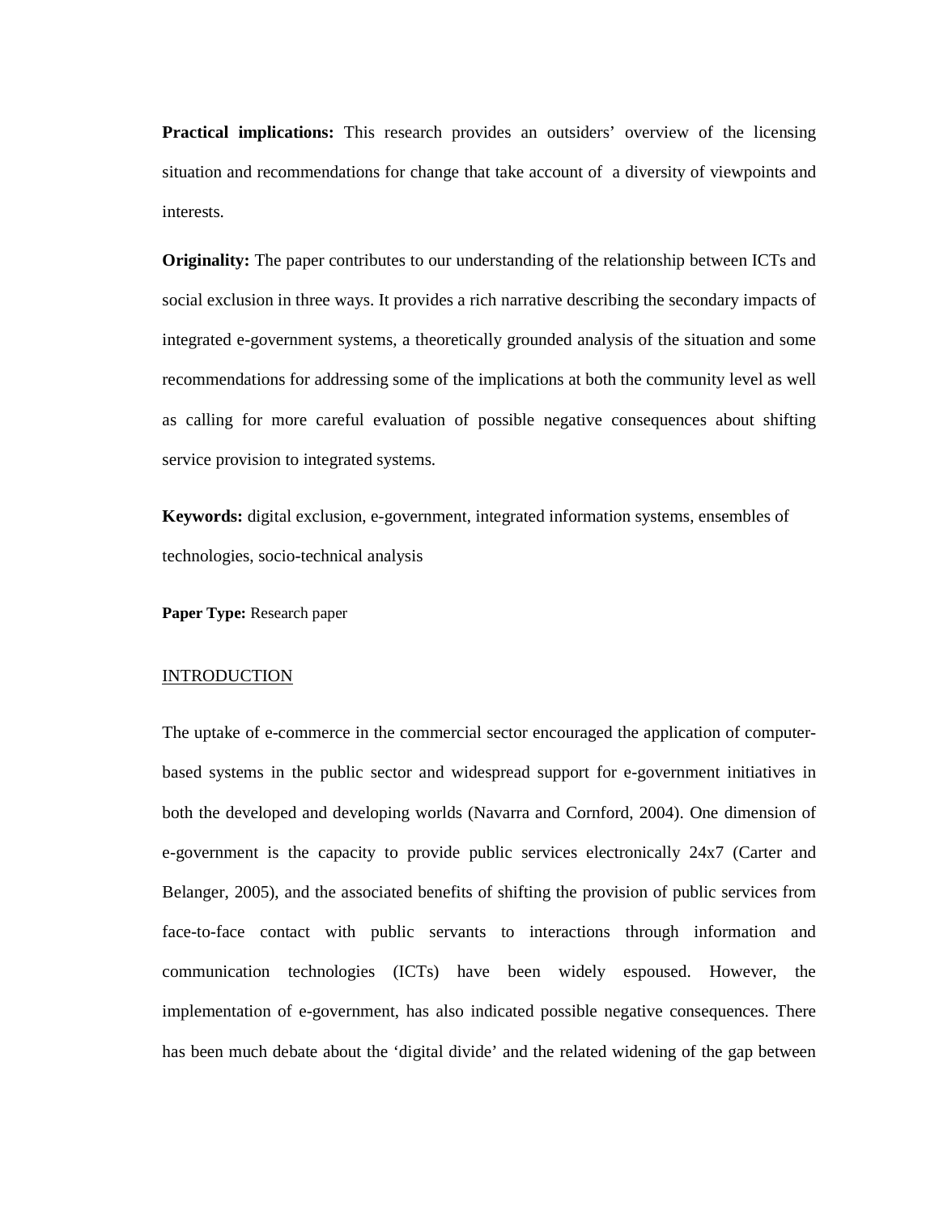**Practical implications:** This research provides an outsiders' overview of the licensing situation and recommendations for change that take account of a diversity of viewpoints and interests.

**Originality:** The paper contributes to our understanding of the relationship between ICTs and social exclusion in three ways. It provides a rich narrative describing the secondary impacts of integrated e-government systems, a theoretically grounded analysis of the situation and some recommendations for addressing some of the implications at both the community level as well as calling for more careful evaluation of possible negative consequences about shifting service provision to integrated systems.

**Keywords:** digital exclusion, e-government, integrated information systems, ensembles of technologies, socio-technical analysis

**Paper Type:** Research paper

## INTRODUCTION

The uptake of e-commerce in the commercial sector encouraged the application of computer-based systems in the public sector and widespread support for e-government initiatives in both the developed and developing worlds (Navarra and Cornford, 2004). One dimension of e-government is the capacity to provide public services electronically 24x7 (Carter and Belanger, 2005), and the associated benefits of shifting the provision of public services from face-to-face contact with public servants to interactions through information and communication technologies (ICTs) have been widely espoused. However, the implementation of e-government, has also indicated possible negative consequences. There has been much debate about the 'digital divide' and the related widening of the gap between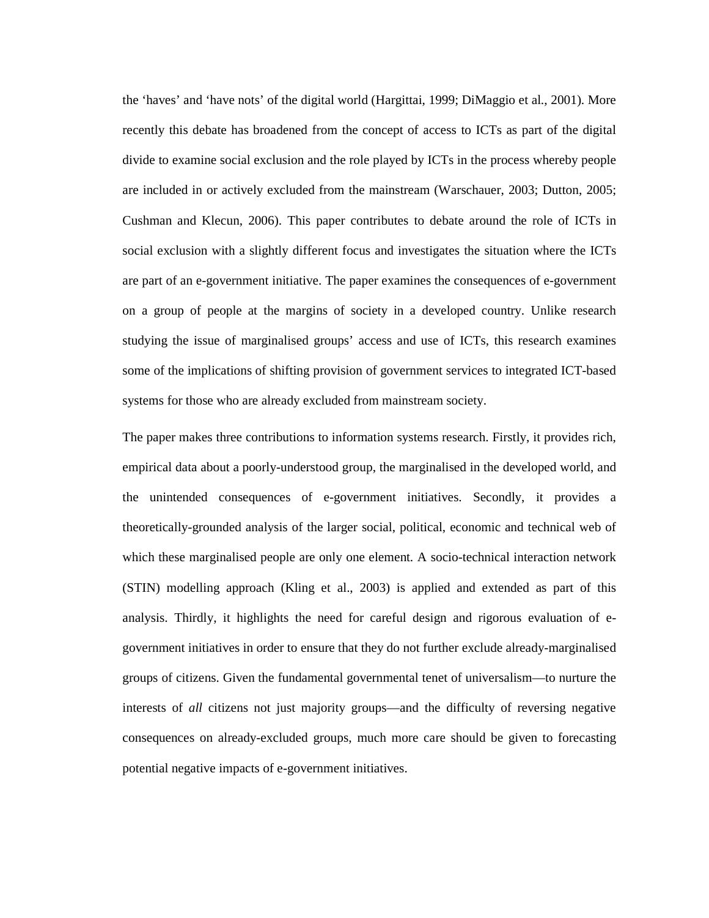the ‘haves’ and ‘have nots’ of the digital world (Hargittai, 1999; DiMaggio et al., 2001). More recently this debate has broadened from the concept of access to ICTs as part of the digital divide to examine social exclusion and the role played by ICTs in the process whereby people are included in or actively excluded from the mainstream (Warschauer, 2003; Dutton, 2005; Cushman and Klecun, 2006). This paper contributes to debate around the role of ICTs in social exclusion with a slightly different focus and investigates the situation where the ICTs are part of an e-government initiative. The paper examines the consequences of e-government on a group of people at the margins of society in a developed country. Unlike research studying the issue of marginalised groups’ access and use of ICTs, this research examines some of the implications of shifting provision of government services to integrated ICT-based systems for those who are already excluded from mainstream society.

The paper makes three contributions to information systems research. Firstly, it provides rich, empirical data about a poorly-understood group, the marginalised in the developed world, and the unintended consequences of e-government initiatives. Secondly, it provides a theoretically-grounded analysis of the larger social, political, economic and technical web of which these marginalised people are only one element. A socio-technical interaction network (STIN) modelling approach (Kling et al., 2003) is applied and extended as part of this analysis. Thirdly, it highlights the need for careful design and rigorous evaluation of e-government initiatives in order to ensure that they do not further exclude already-marginalised groups of citizens. Given the fundamental governmental tenet of universalism—to nurture the interests of *all* citizens not just majority groups—and the difficulty of reversing negative consequences on already-excluded groups, much more care should be given to forecasting potential negative impacts of e-government initiatives.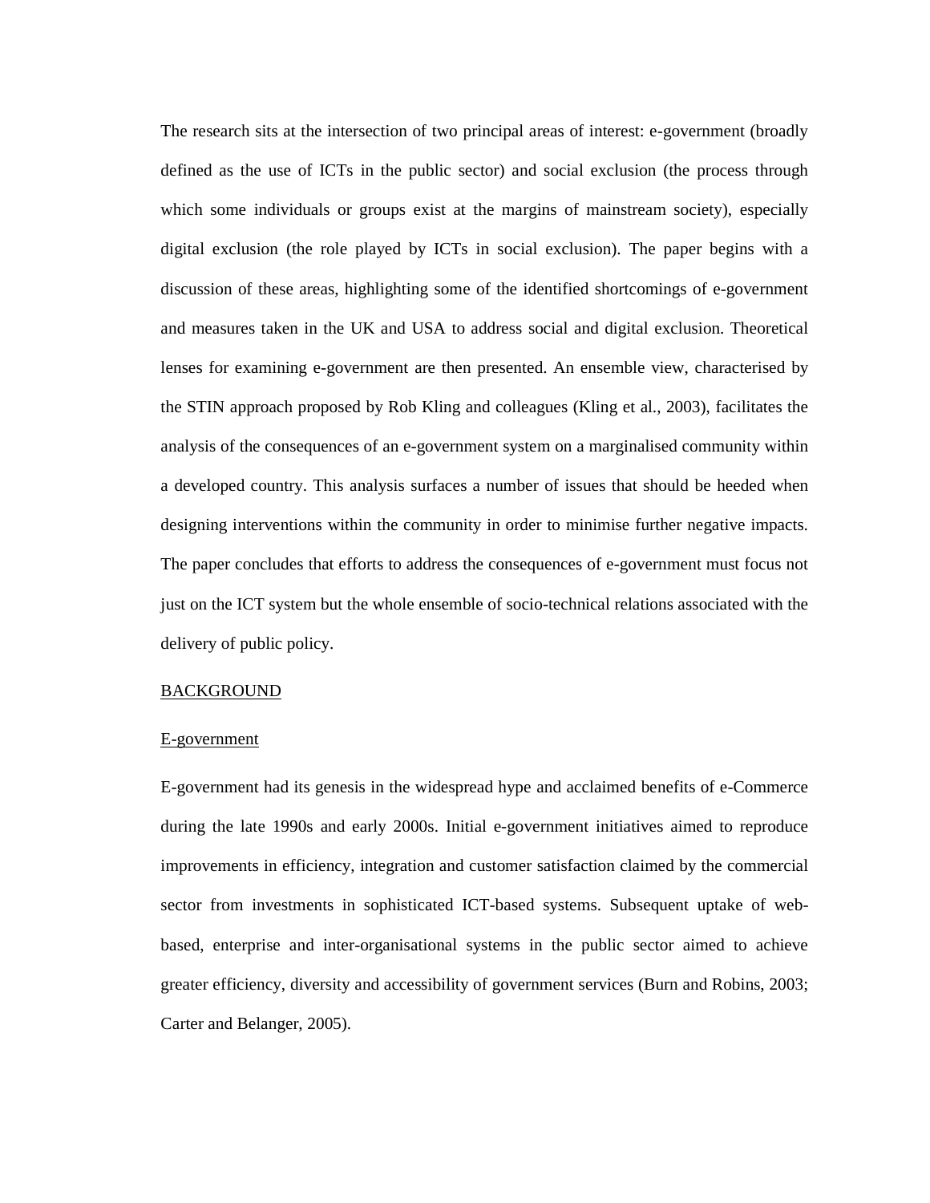The research sits at the intersection of two principal areas of interest: e-government (broadly defined as the use of ICTs in the public sector) and social exclusion (the process through which some individuals or groups exist at the margins of mainstream society), especially digital exclusion (the role played by ICTs in social exclusion). The paper begins with a discussion of these areas, highlighting some of the identified shortcomings of e-government and measures taken in the UK and USA to address social and digital exclusion. Theoretical lenses for examining e-government are then presented. An ensemble view, characterised by the STIN approach proposed by Rob Kling and colleagues (Kling et al., 2003), facilitates the analysis of the consequences of an e-government system on a marginalised community within a developed country. This analysis surfaces a number of issues that should be heeded when designing interventions within the community in order to minimise further negative impacts. The paper concludes that efforts to address the consequences of e-government must focus not just on the ICT system but the whole ensemble of socio-technical relations associated with the delivery of public policy.

## BACKGROUND

### E-government

E-government had its genesis in the widespread hype and acclaimed benefits of e-Commerce during the late 1990s and early 2000s. Initial e-government initiatives aimed to reproduce improvements in efficiency, integration and customer satisfaction claimed by the commercial sector from investments in sophisticated ICT-based systems. Subsequent uptake of web-based, enterprise and inter-organisational systems in the public sector aimed to achieve greater efficiency, diversity and accessibility of government services (Burn and Robins, 2003; Carter and Belanger, 2005).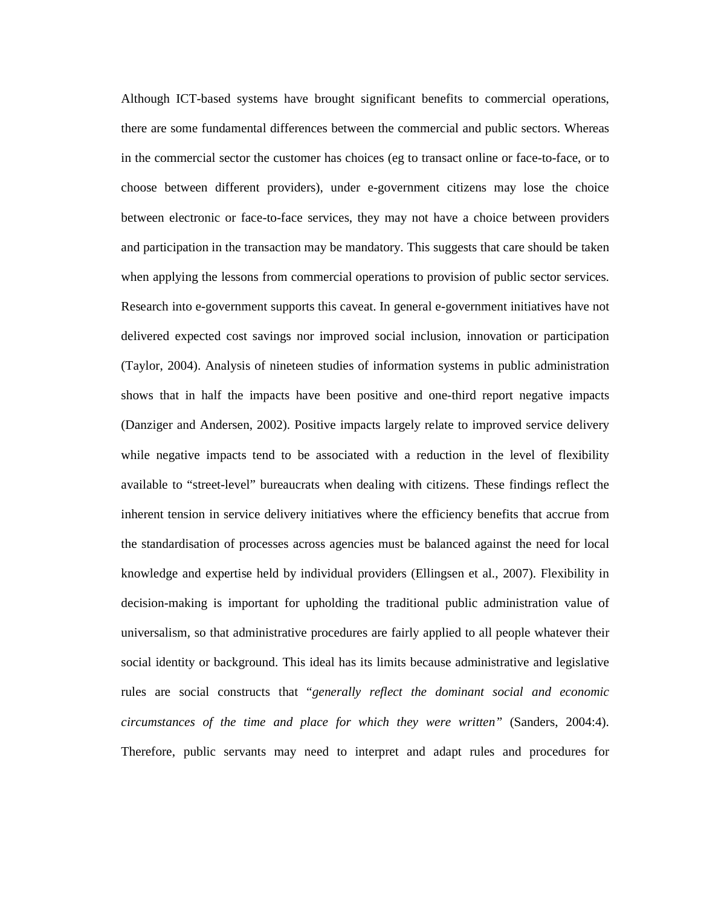Although ICT-based systems have brought significant benefits to commercial operations, there are some fundamental differences between the commercial and public sectors. Whereas in the commercial sector the customer has choices (eg to transact online or face-to-face, or to choose between different providers), under e-government citizens may lose the choice between electronic or face-to-face services, they may not have a choice between providers and participation in the transaction may be mandatory. This suggests that care should be taken when applying the lessons from commercial operations to provision of public sector services. Research into e-government supports this caveat. In general e-government initiatives have not delivered expected cost savings nor improved social inclusion, innovation or participation (Taylor, 2004). Analysis of nineteen studies of information systems in public administration shows that in half the impacts have been positive and one-third report negative impacts (Danziger and Andersen, 2002). Positive impacts largely relate to improved service delivery while negative impacts tend to be associated with a reduction in the level of flexibility available to "street-level" bureaucrats when dealing with citizens. These findings reflect the inherent tension in service delivery initiatives where the efficiency benefits that accrue from the standardisation of processes across agencies must be balanced against the need for local knowledge and expertise held by individual providers (Ellingsen et al., 2007). Flexibility in decision-making is important for upholding the traditional public administration value of universalism, so that administrative procedures are fairly applied to all people whatever their social identity or background. This ideal has its limits because administrative and legislative rules are social constructs that "*generally reflect the dominant social and economic circumstances of the time and place for which they were written*" (Sanders, 2004:4). Therefore, public servants may need to interpret and adapt rules and procedures for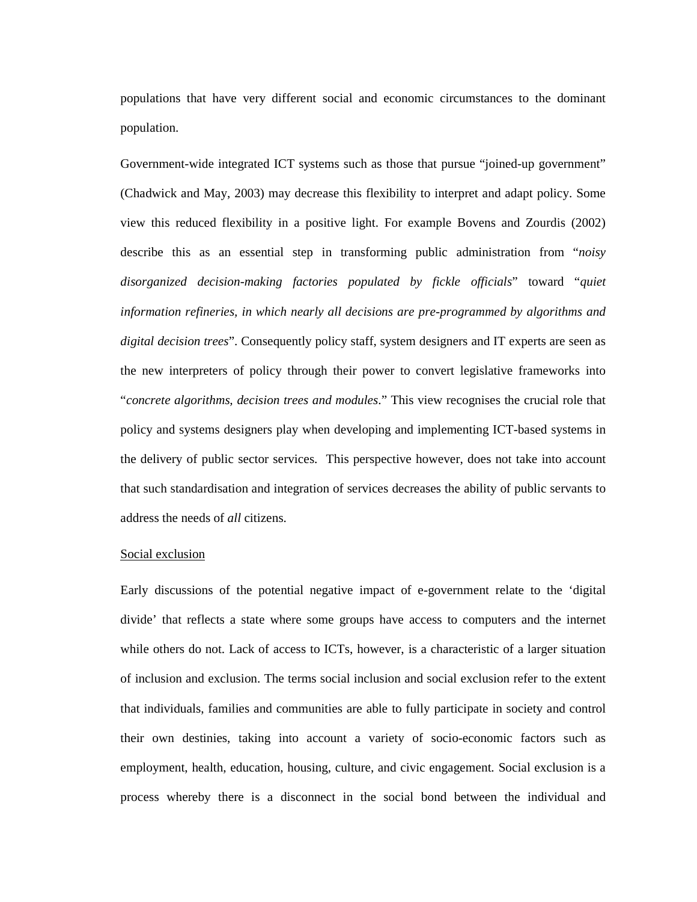populations that have very different social and economic circumstances to the dominant population.

Government-wide integrated ICT systems such as those that pursue "joined-up government" (Chadwick and May, 2003) may decrease this flexibility to interpret and adapt policy. Some view this reduced flexibility in a positive light. For example Bovens and Zourdis (2002) describe this as an essential step in transforming public administration from "*noisy disorganized decision-making factories populated by fickle officials*" toward "*quiet information refineries, in which nearly all decisions are pre-programmed by algorithms and digital decision trees*". Consequently policy staff, system designers and IT experts are seen as the new interpreters of policy through their power to convert legislative frameworks into "*concrete algorithms, decision trees and modules*." This view recognises the crucial role that policy and systems designers play when developing and implementing ICT-based systems in the delivery of public sector services. This perspective however, does not take into account that such standardisation and integration of services decreases the ability of public servants to address the needs of *all* citizens.

<u>Social exclusion</u>

Early discussions of the potential negative impact of e-government relate to the 'digital divide' that reflects a state where some groups have access to computers and the internet while others do not. Lack of access to ICTs, however, is a characteristic of a larger situation of inclusion and exclusion. The terms social inclusion and social exclusion refer to the extent that individuals, families and communities are able to fully participate in society and control their own destinies, taking into account a variety of socio-economic factors such as employment, health, education, housing, culture, and civic engagement. Social exclusion is a process whereby there is a disconnect in the social bond between the individual and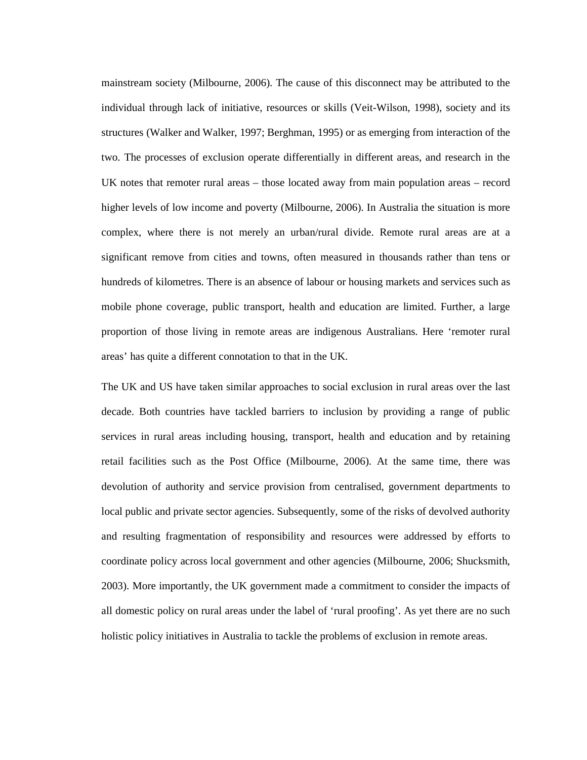mainstream society (Milbourne, 2006). The cause of this disconnect may be attributed to the individual through lack of initiative, resources or skills (Veit-Wilson, 1998), society and its structures (Walker and Walker, 1997; Berghman, 1995) or as emerging from interaction of the two. The processes of exclusion operate differentially in different areas, and research in the UK notes that remoter rural areas – those located away from main population areas – record higher levels of low income and poverty (Milbourne, 2006). In Australia the situation is more complex, where there is not merely an urban/rural divide. Remote rural areas are at a significant remove from cities and towns, often measured in thousands rather than tens or hundreds of kilometres. There is an absence of labour or housing markets and services such as mobile phone coverage, public transport, health and education are limited. Further, a large proportion of those living in remote areas are indigenous Australians. Here 'remoter rural areas' has quite a different connotation to that in the UK.

The UK and US have taken similar approaches to social exclusion in rural areas over the last decade. Both countries have tackled barriers to inclusion by providing a range of public services in rural areas including housing, transport, health and education and by retaining retail facilities such as the Post Office (Milbourne, 2006). At the same time, there was devolution of authority and service provision from centralised, government departments to local public and private sector agencies. Subsequently, some of the risks of devolved authority and resulting fragmentation of responsibility and resources were addressed by efforts to coordinate policy across local government and other agencies (Milbourne, 2006; Shucksmith, 2003). More importantly, the UK government made a commitment to consider the impacts of all domestic policy on rural areas under the label of 'rural proofing'. As yet there are no such holistic policy initiatives in Australia to tackle the problems of exclusion in remote areas.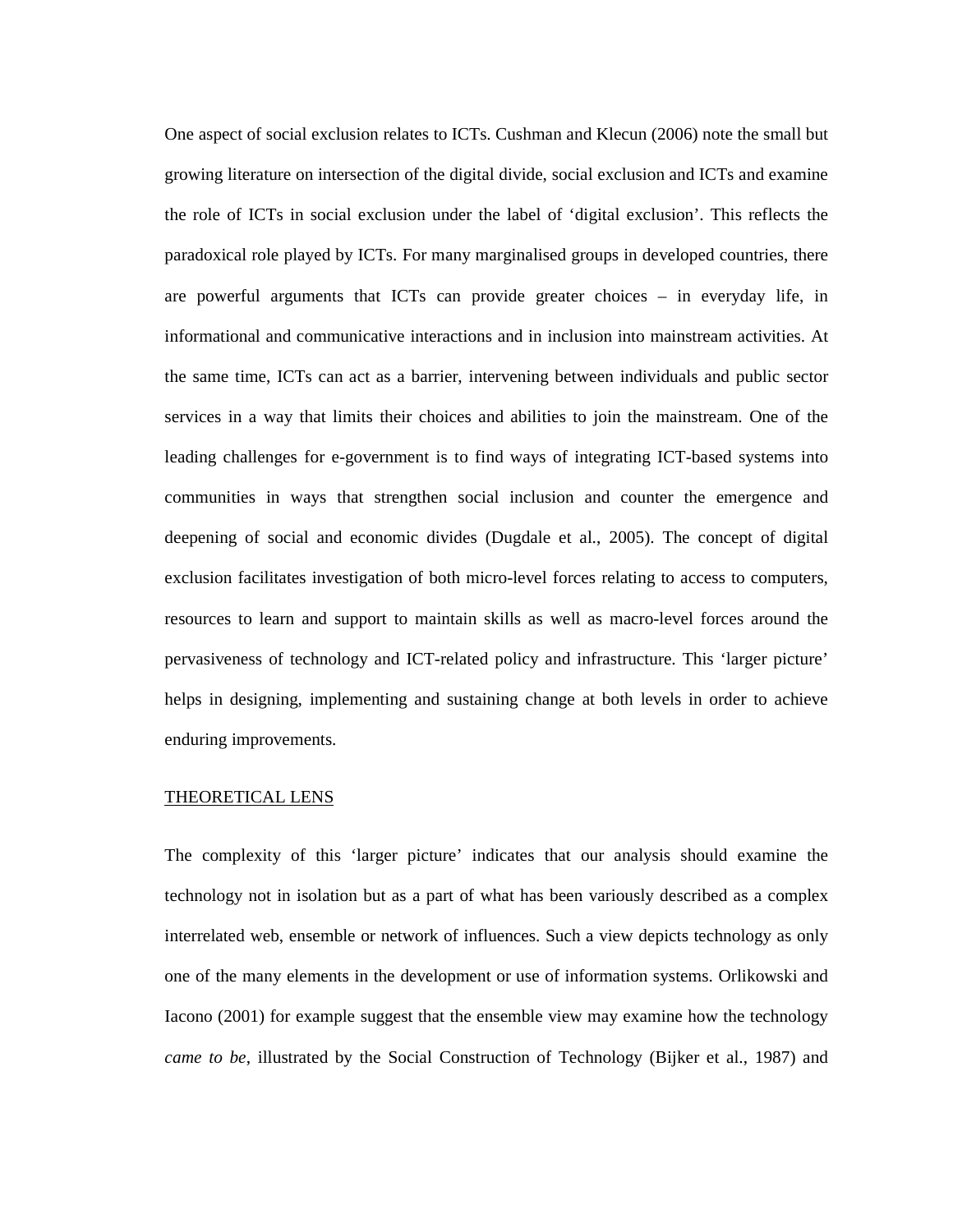One aspect of social exclusion relates to ICTs. Cushman and Klecun (2006) note the small but growing literature on intersection of the digital divide, social exclusion and ICTs and examine the role of ICTs in social exclusion under the label of 'digital exclusion'. This reflects the paradoxical role played by ICTs. For many marginalised groups in developed countries, there are powerful arguments that ICTs can provide greater choices – in everyday life, in informational and communicative interactions and in inclusion into mainstream activities. At the same time, ICTs can act as a barrier, intervening between individuals and public sector services in a way that limits their choices and abilities to join the mainstream. One of the leading challenges for e-government is to find ways of integrating ICT-based systems into communities in ways that strengthen social inclusion and counter the emergence and deepening of social and economic divides (Dugdale et al., 2005). The concept of digital exclusion facilitates investigation of both micro-level forces relating to access to computers, resources to learn and support to maintain skills as well as macro-level forces around the pervasiveness of technology and ICT-related policy and infrastructure. This 'larger picture' helps in designing, implementing and sustaining change at both levels in order to achieve enduring improvements.

## THEORETICAL LENS

The complexity of this 'larger picture' indicates that our analysis should examine the technology not in isolation but as a part of what has been variously described as a complex interrelated web, ensemble or network of influences. Such a view depicts technology as only one of the many elements in the development or use of information systems. Orlikowski and Iacono (2001) for example suggest that the ensemble view may examine how the technology *came to be*, illustrated by the Social Construction of Technology (Bijker et al., 1987) and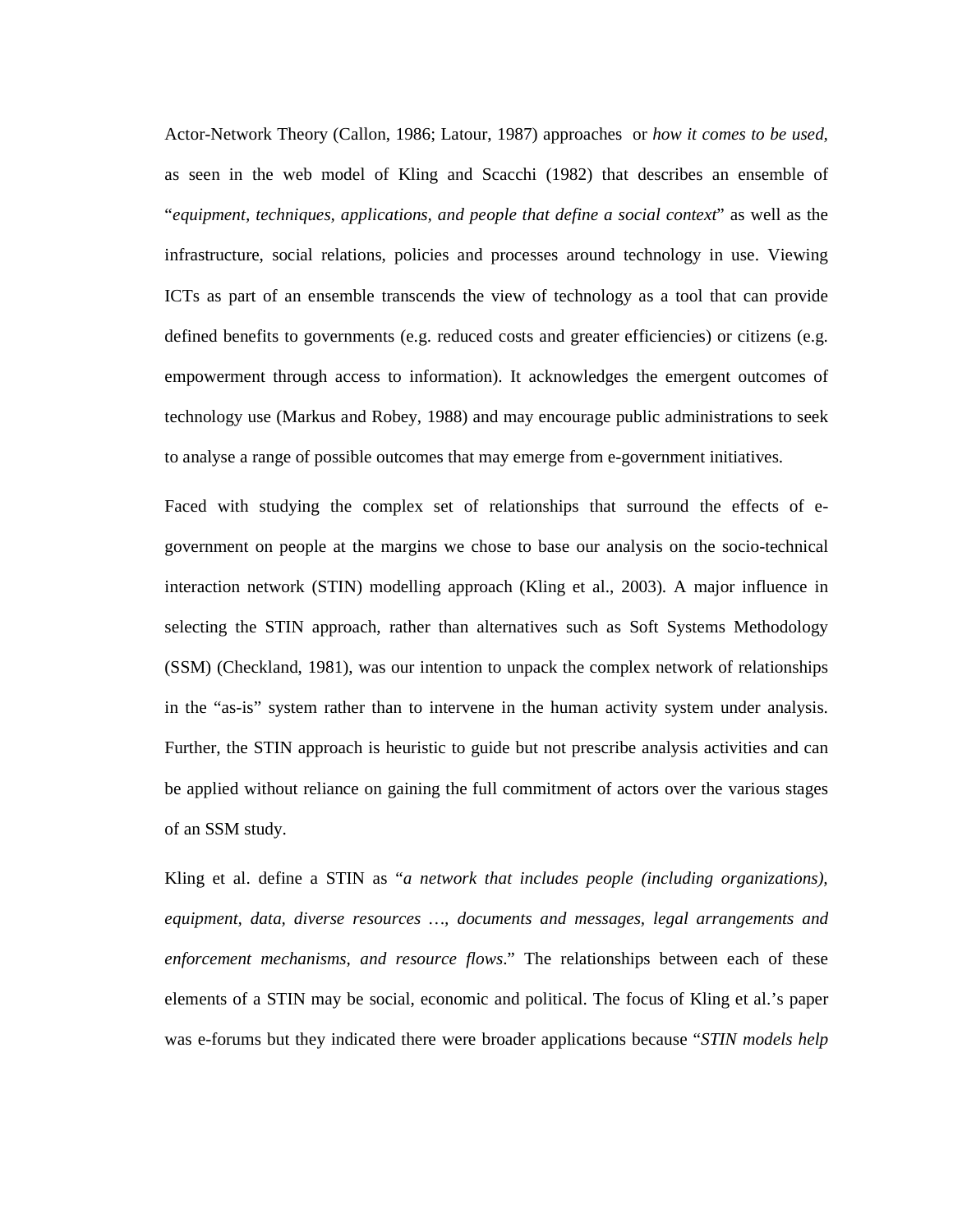Actor-Network Theory (Callon, 1986; Latour, 1987) approaches  or *how it comes to be used*, as seen in the web model of Kling and Scacchi (1982) that describes an ensemble of "*equipment, techniques, applications, and people that define a social context*" as well as the infrastructure, social relations, policies and processes around technology in use. Viewing ICTs as part of an ensemble transcends the view of technology as a tool that can provide defined benefits to governments (e.g. reduced costs and greater efficiencies) or citizens (e.g. empowerment through access to information). It acknowledges the emergent outcomes of technology use (Markus and Robey, 1988) and may encourage public administrations to seek to analyse a range of possible outcomes that may emerge from e-government initiatives.

Faced with studying the complex set of relationships that surround the effects of e-government on people at the margins we chose to base our analysis on the socio-technical interaction network (STIN) modelling approach (Kling et al., 2003). A major influence in selecting the STIN approach, rather than alternatives such as Soft Systems Methodology (SSM) (Checkland, 1981), was our intention to unpack the complex network of relationships in the "as-is" system rather than to intervene in the human activity system under analysis. Further, the STIN approach is heuristic to guide but not prescribe analysis activities and can be applied without reliance on gaining the full commitment of actors over the various stages of an SSM study.

Kling et al. define a STIN as "*a network that includes people (including organizations), equipment, data, diverse resources …, documents and messages, legal arrangements and enforcement mechanisms, and resource flows*." The relationships between each of these elements of a STIN may be social, economic and political. The focus of Kling et al.'s paper was e-forums but they indicated there were broader applications because "*STIN models help*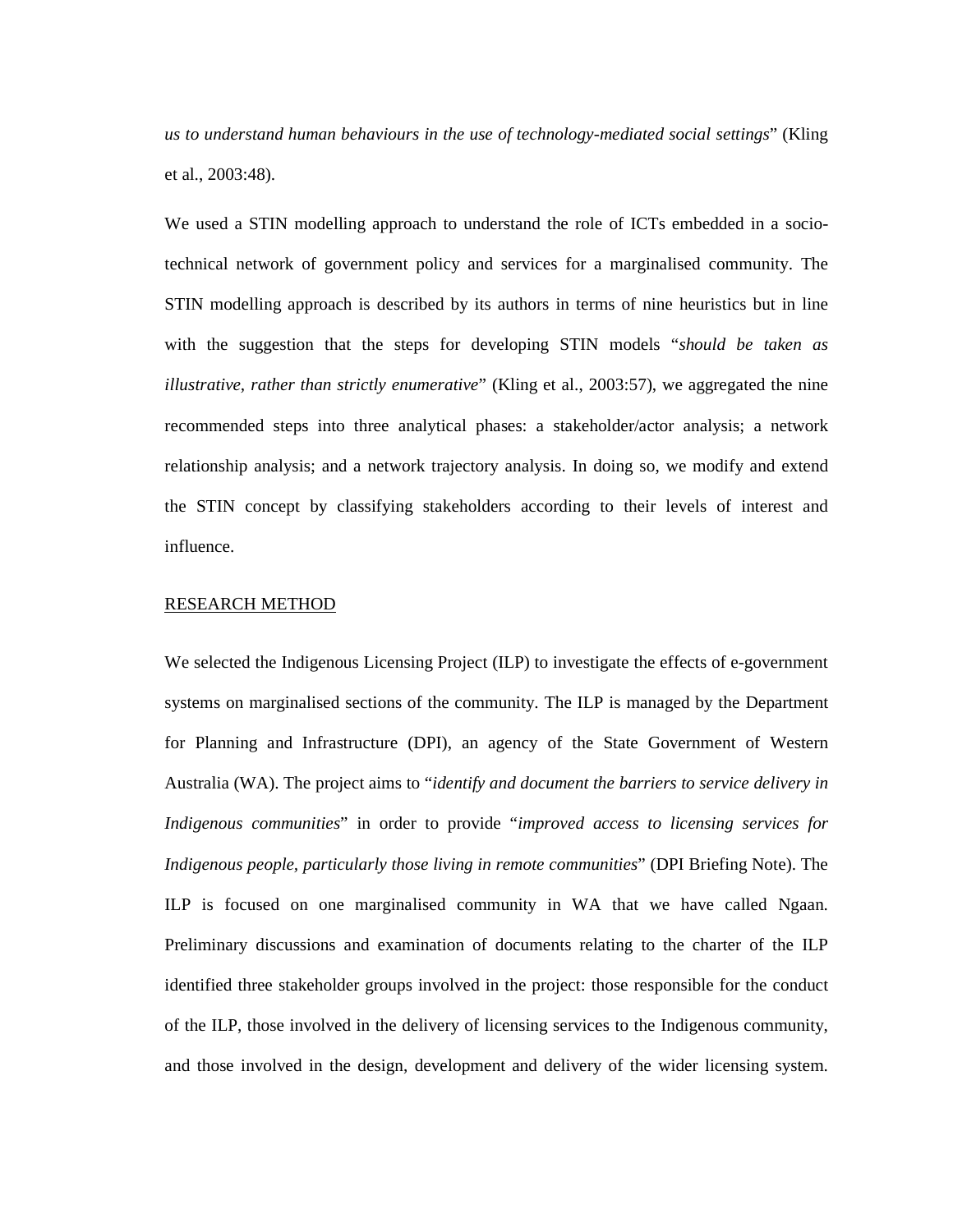*us to understand human behaviours in the use of technology-mediated social settings*" (Kling et al., 2003:48).

We used a STIN modelling approach to understand the role of ICTs embedded in a socio-technical network of government policy and services for a marginalised community. The STIN modelling approach is described by its authors in terms of nine heuristics but in line with the suggestion that the steps for developing STIN models "*should be taken as illustrative, rather than strictly enumerative*" (Kling et al., 2003:57), we aggregated the nine recommended steps into three analytical phases: a stakeholder/actor analysis; a network relationship analysis; and a network trajectory analysis. In doing so, we modify and extend the STIN concept by classifying stakeholders according to their levels of interest and influence.

## RESEARCH METHOD

We selected the Indigenous Licensing Project (ILP) to investigate the effects of e-government systems on marginalised sections of the community. The ILP is managed by the Department for Planning and Infrastructure (DPI), an agency of the State Government of Western Australia (WA). The project aims to "*identify and document the barriers to service delivery in Indigenous communities*" in order to provide "*improved access to licensing services for Indigenous people, particularly those living in remote communities*" (DPI Briefing Note). The ILP is focused on one marginalised community in WA that we have called Ngaan. Preliminary discussions and examination of documents relating to the charter of the ILP identified three stakeholder groups involved in the project: those responsible for the conduct of the ILP, those involved in the delivery of licensing services to the Indigenous community, and those involved in the design, development and delivery of the wider licensing system.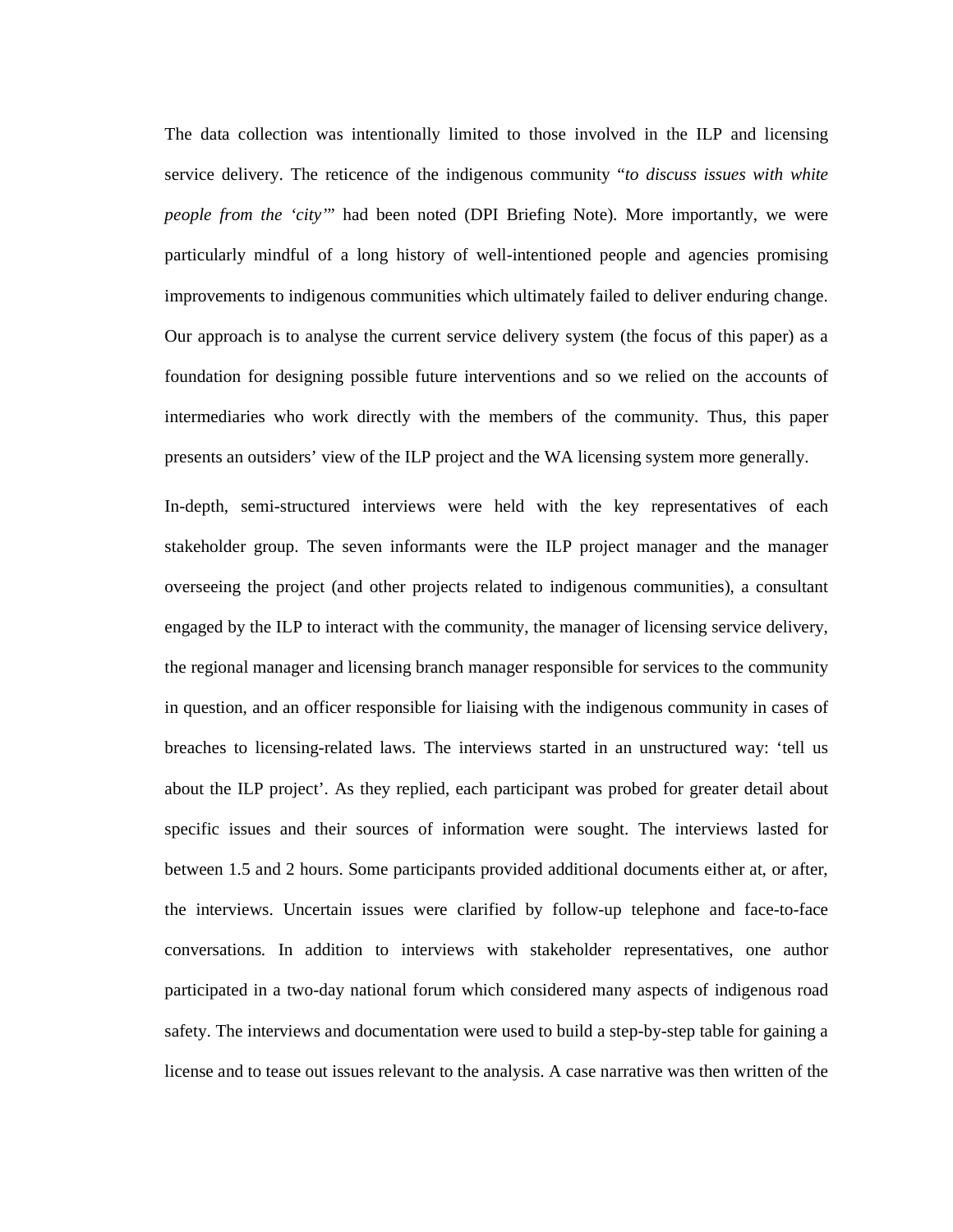The data collection was intentionally limited to those involved in the ILP and licensing service delivery. The reticence of the indigenous community "*to discuss issues with white people from the 'city'*" had been noted (DPI Briefing Note). More importantly, we were particularly mindful of a long history of well-intentioned people and agencies promising improvements to indigenous communities which ultimately failed to deliver enduring change. Our approach is to analyse the current service delivery system (the focus of this paper) as a foundation for designing possible future interventions and so we relied on the accounts of intermediaries who work directly with the members of the community. Thus, this paper presents an outsiders' view of the ILP project and the WA licensing system more generally.

In-depth, semi-structured interviews were held with the key representatives of each stakeholder group. The seven informants were the ILP project manager and the manager overseeing the project (and other projects related to indigenous communities), a consultant engaged by the ILP to interact with the community, the manager of licensing service delivery, the regional manager and licensing branch manager responsible for services to the community in question, and an officer responsible for liaising with the indigenous community in cases of breaches to licensing-related laws. The interviews started in an unstructured way: 'tell us about the ILP project'. As they replied, each participant was probed for greater detail about specific issues and their sources of information were sought. The interviews lasted for between 1.5 and 2 hours. Some participants provided additional documents either at, or after, the interviews. Uncertain issues were clarified by follow-up telephone and face-to-face conversations. In addition to interviews with stakeholder representatives, one author participated in a two-day national forum which considered many aspects of indigenous road safety. The interviews and documentation were used to build a step-by-step table for gaining a license and to tease out issues relevant to the analysis. A case narrative was then written of the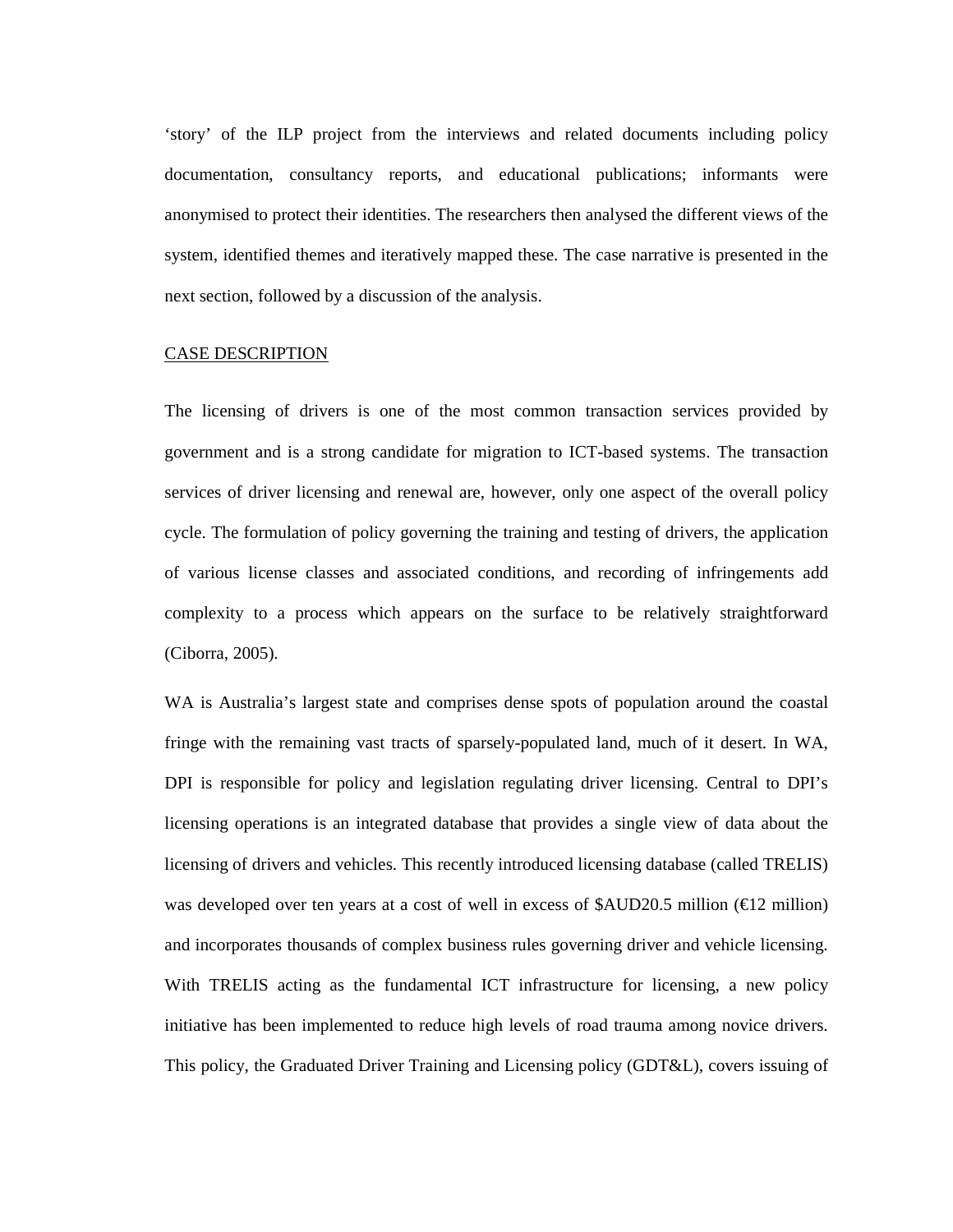'story' of the ILP project from the interviews and related documents including policy documentation, consultancy reports, and educational publications; informants were anonymised to protect their identities. The researchers then analysed the different views of the system, identified themes and iteratively mapped these. The case narrative is presented in the next section, followed by a discussion of the analysis.

## CASE DESCRIPTION

The licensing of drivers is one of the most common transaction services provided by government and is a strong candidate for migration to ICT-based systems. The transaction services of driver licensing and renewal are, however, only one aspect of the overall policy cycle. The formulation of policy governing the training and testing of drivers, the application of various license classes and associated conditions, and recording of infringements add complexity to a process which appears on the surface to be relatively straightforward (Ciborra, 2005).

WA is Australia's largest state and comprises dense spots of population around the coastal fringe with the remaining vast tracts of sparsely-populated land, much of it desert. In WA, DPI is responsible for policy and legislation regulating driver licensing. Central to DPI's licensing operations is an integrated database that provides a single view of data about the licensing of drivers and vehicles. This recently introduced licensing database (called TRELIS) was developed over ten years at a cost of well in excess of $AUD20.5 million (€12 million) and incorporates thousands of complex business rules governing driver and vehicle licensing. With TRELIS acting as the fundamental ICT infrastructure for licensing, a new policy initiative has been implemented to reduce high levels of road trauma among novice drivers. This policy, the Graduated Driver Training and Licensing policy (GDT&L), covers issuing of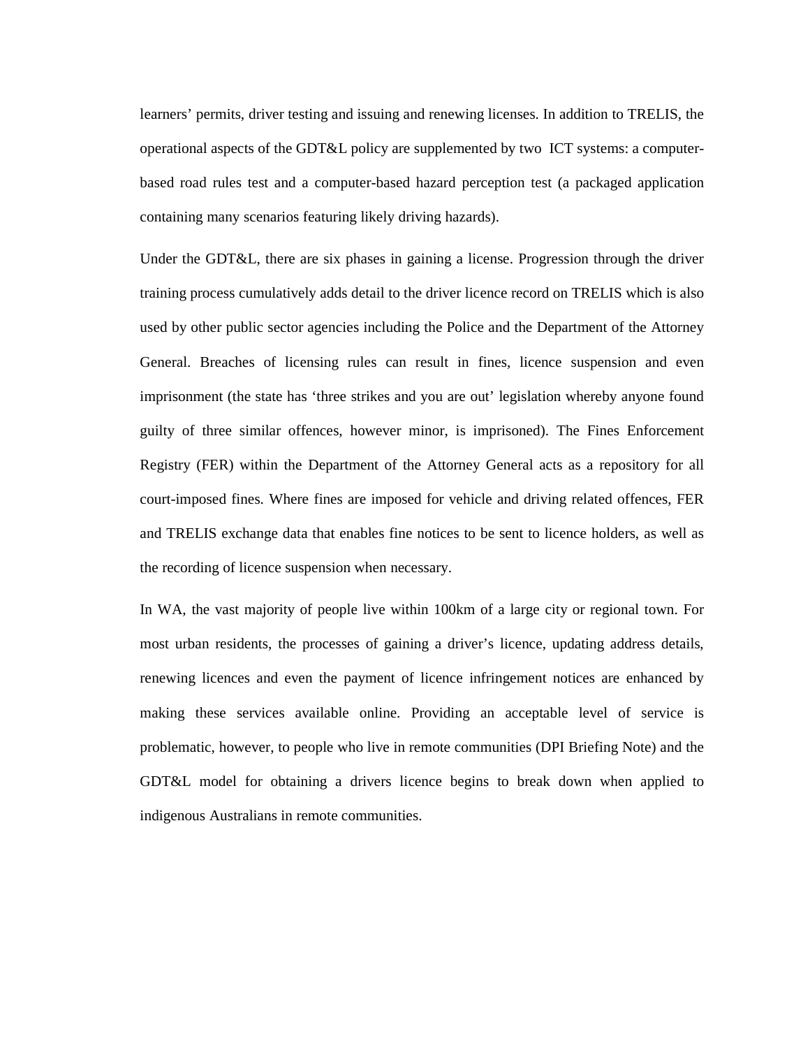learners' permits, driver testing and issuing and renewing licenses. In addition to TRELIS, the operational aspects of the GDT&L policy are supplemented by two ICT systems: a computer-based road rules test and a computer-based hazard perception test (a packaged application containing many scenarios featuring likely driving hazards).

Under the GDT&L, there are six phases in gaining a license. Progression through the driver training process cumulatively adds detail to the driver licence record on TRELIS which is also used by other public sector agencies including the Police and the Department of the Attorney General. Breaches of licensing rules can result in fines, licence suspension and even imprisonment (the state has 'three strikes and you are out' legislation whereby anyone found guilty of three similar offences, however minor, is imprisoned). The Fines Enforcement Registry (FER) within the Department of the Attorney General acts as a repository for all court-imposed fines. Where fines are imposed for vehicle and driving related offences, FER and TRELIS exchange data that enables fine notices to be sent to licence holders, as well as the recording of licence suspension when necessary.

In WA, the vast majority of people live within 100km of a large city or regional town. For most urban residents, the processes of gaining a driver's licence, updating address details, renewing licences and even the payment of licence infringement notices are enhanced by making these services available online. Providing an acceptable level of service is problematic, however, to people who live in remote communities (DPI Briefing Note) and the GDT&L model for obtaining a drivers licence begins to break down when applied to indigenous Australians in remote communities.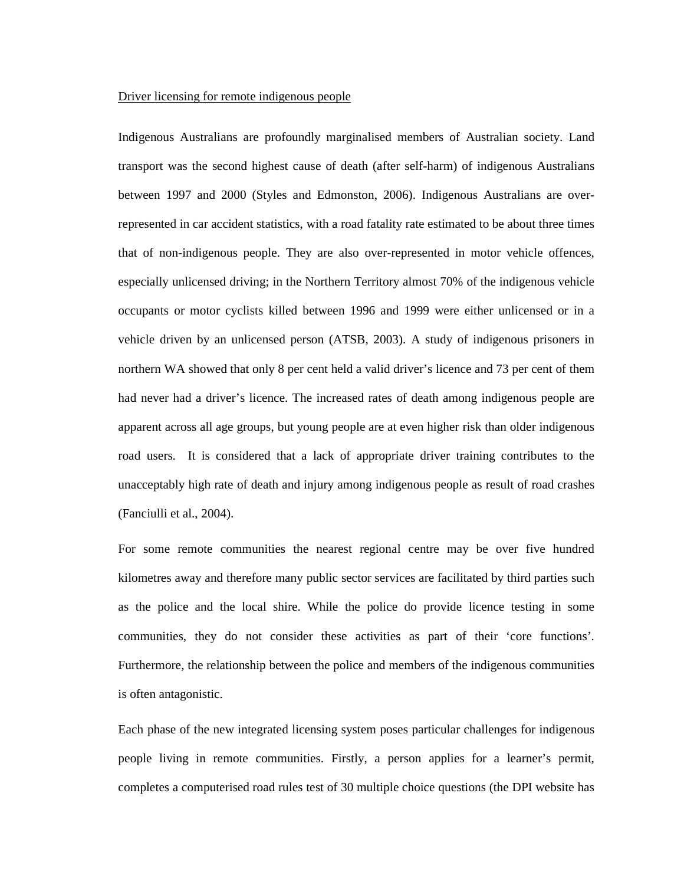<u>Driver licensing for remote indigenous people</u>

Indigenous Australians are profoundly marginalised members of Australian society. Land transport was the second highest cause of death (after self-harm) of indigenous Australians between 1997 and 2000 (Styles and Edmonston, 2006). Indigenous Australians are over-represented in car accident statistics, with a road fatality rate estimated to be about three times that of non-indigenous people. They are also over-represented in motor vehicle offences, especially unlicensed driving; in the Northern Territory almost 70% of the indigenous vehicle occupants or motor cyclists killed between 1996 and 1999 were either unlicensed or in a vehicle driven by an unlicensed person (ATSB, 2003). A study of indigenous prisoners in northern WA showed that only 8 per cent held a valid driver's licence and 73 per cent of them had never had a driver's licence. The increased rates of death among indigenous people are apparent across all age groups, but young people are at even higher risk than older indigenous road users. It is considered that a lack of appropriate driver training contributes to the unacceptably high rate of death and injury among indigenous people as result of road crashes (Fanciulli et al., 2004).

For some remote communities the nearest regional centre may be over five hundred kilometres away and therefore many public sector services are facilitated by third parties such as the police and the local shire. While the police do provide licence testing in some communities, they do not consider these activities as part of their 'core functions'. Furthermore, the relationship between the police and members of the indigenous communities is often antagonistic.

Each phase of the new integrated licensing system poses particular challenges for indigenous people living in remote communities. Firstly, a person applies for a learner's permit, completes a computerised road rules test of 30 multiple choice questions (the DPI website has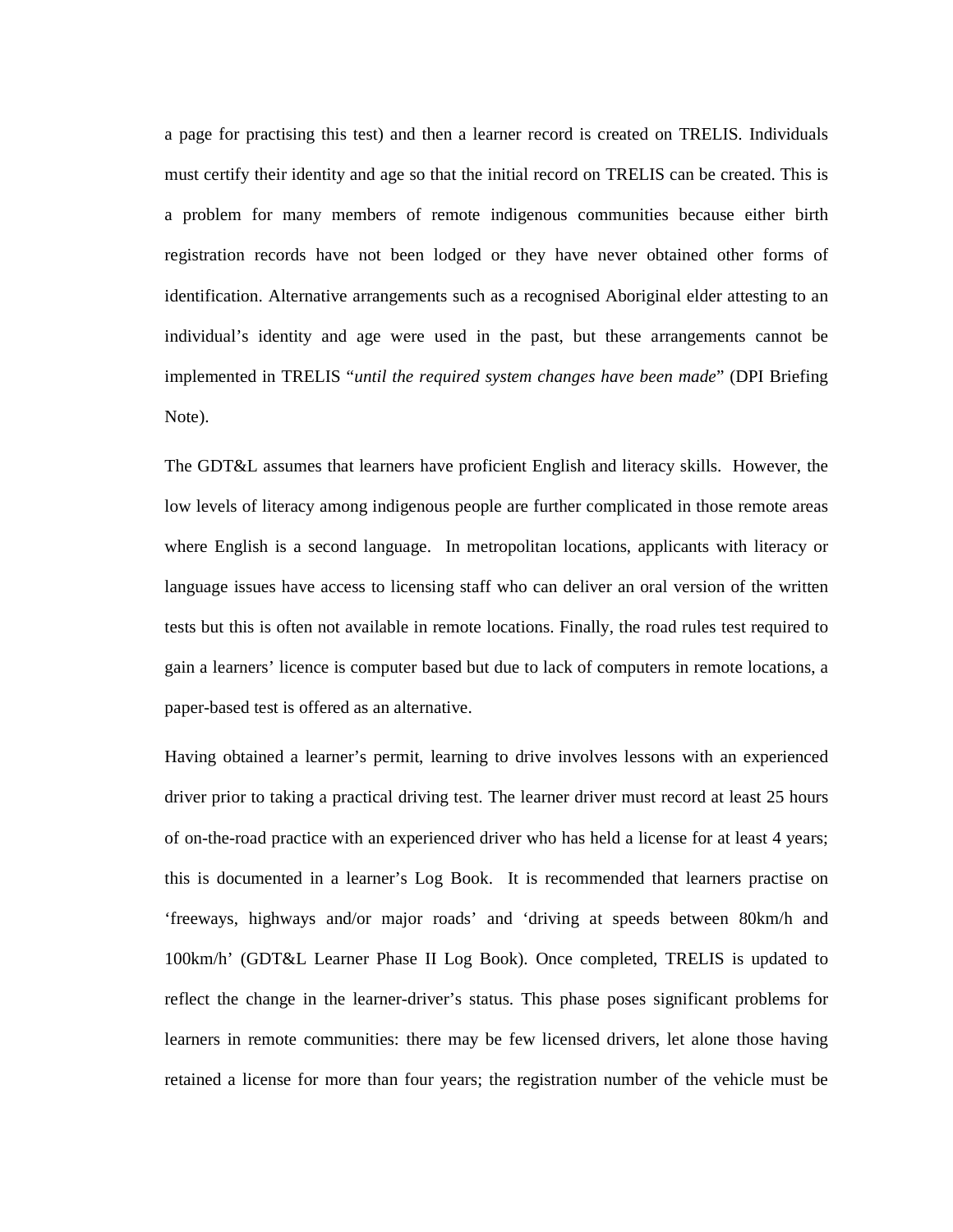a page for practising this test) and then a learner record is created on TRELIS. Individuals must certify their identity and age so that the initial record on TRELIS can be created. This is a problem for many members of remote indigenous communities because either birth registration records have not been lodged or they have never obtained other forms of identification. Alternative arrangements such as a recognised Aboriginal elder attesting to an individual's identity and age were used in the past, but these arrangements cannot be implemented in TRELIS "*until the required system changes have been made*" (DPI Briefing Note).

The GDT&L assumes that learners have proficient English and literacy skills. However, the low levels of literacy among indigenous people are further complicated in those remote areas where English is a second language. In metropolitan locations, applicants with literacy or language issues have access to licensing staff who can deliver an oral version of the written tests but this is often not available in remote locations. Finally, the road rules test required to gain a learners' licence is computer based but due to lack of computers in remote locations, a paper-based test is offered as an alternative.

Having obtained a learner's permit, learning to drive involves lessons with an experienced driver prior to taking a practical driving test. The learner driver must record at least 25 hours of on-the-road practice with an experienced driver who has held a license for at least 4 years; this is documented in a learner's Log Book. It is recommended that learners practise on 'freeways, highways and/or major roads' and 'driving at speeds between 80km/h and 100km/h' (GDT&L Learner Phase II Log Book). Once completed, TRELIS is updated to reflect the change in the learner-driver's status. This phase poses significant problems for learners in remote communities: there may be few licensed drivers, let alone those having retained a license for more than four years; the registration number of the vehicle must be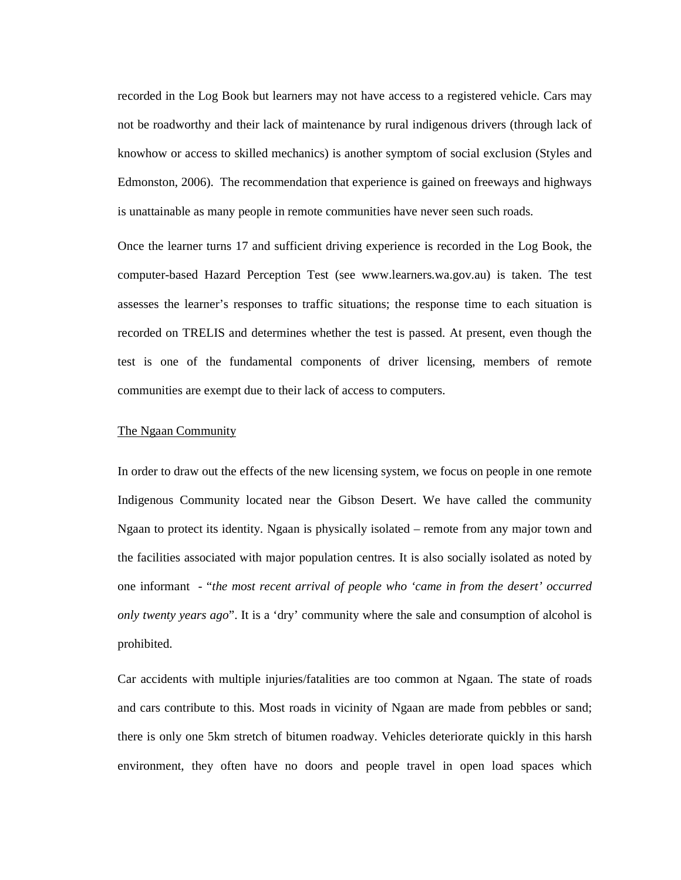recorded in the Log Book but learners may not have access to a registered vehicle. Cars may not be roadworthy and their lack of maintenance by rural indigenous drivers (through lack of knowhow or access to skilled mechanics) is another symptom of social exclusion (Styles and Edmonston, 2006). The recommendation that experience is gained on freeways and highways is unattainable as many people in remote communities have never seen such roads.

Once the learner turns 17 and sufficient driving experience is recorded in the Log Book, the computer-based Hazard Perception Test (see www.learners.wa.gov.au) is taken. The test assesses the learner's responses to traffic situations; the response time to each situation is recorded on TRELIS and determines whether the test is passed. At present, even though the test is one of the fundamental components of driver licensing, members of remote communities are exempt due to their lack of access to computers.

## The Ngaan Community

In order to draw out the effects of the new licensing system, we focus on people in one remote Indigenous Community located near the Gibson Desert. We have called the community Ngaan to protect its identity. Ngaan is physically isolated – remote from any major town and the facilities associated with major population centres. It is also socially isolated as noted by one informant - "*the most recent arrival of people who 'came in from the desert' occurred only twenty years ago*". It is a 'dry' community where the sale and consumption of alcohol is prohibited.

Car accidents with multiple injuries/fatalities are too common at Ngaan. The state of roads and cars contribute to this. Most roads in vicinity of Ngaan are made from pebbles or sand; there is only one 5km stretch of bitumen roadway. Vehicles deteriorate quickly in this harsh environment, they often have no doors and people travel in open load spaces which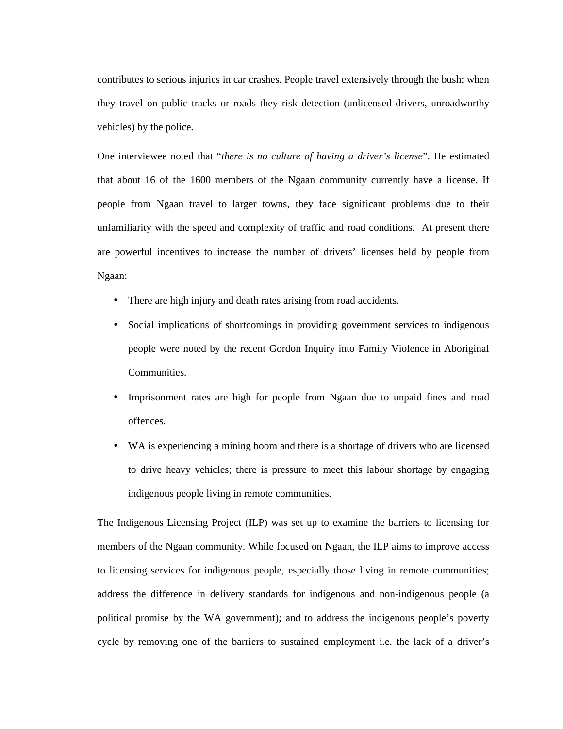contributes to serious injuries in car crashes. People travel extensively through the bush; when they travel on public tracks or roads they risk detection (unlicensed drivers, unroadworthy vehicles) by the police.

One interviewee noted that "*there is no culture of having a driver's license*". He estimated that about 16 of the 1600 members of the Ngaan community currently have a license. If people from Ngaan travel to larger towns, they face significant problems due to their unfamiliarity with the speed and complexity of traffic and road conditions. At present there are powerful incentives to increase the number of drivers' licenses held by people from Ngaan:

- There are high injury and death rates arising from road accidents.
- Social implications of shortcomings in providing government services to indigenous people were noted by the recent Gordon Inquiry into Family Violence in Aboriginal Communities.
- Imprisonment rates are high for people from Ngaan due to unpaid fines and road offences.
- WA is experiencing a mining boom and there is a shortage of drivers who are licensed to drive heavy vehicles; there is pressure to meet this labour shortage by engaging indigenous people living in remote communities.

The Indigenous Licensing Project (ILP) was set up to examine the barriers to licensing for members of the Ngaan community. While focused on Ngaan, the ILP aims to improve access to licensing services for indigenous people, especially those living in remote communities; address the difference in delivery standards for indigenous and non-indigenous people (a political promise by the WA government); and to address the indigenous people's poverty cycle by removing one of the barriers to sustained employment i.e. the lack of a driver's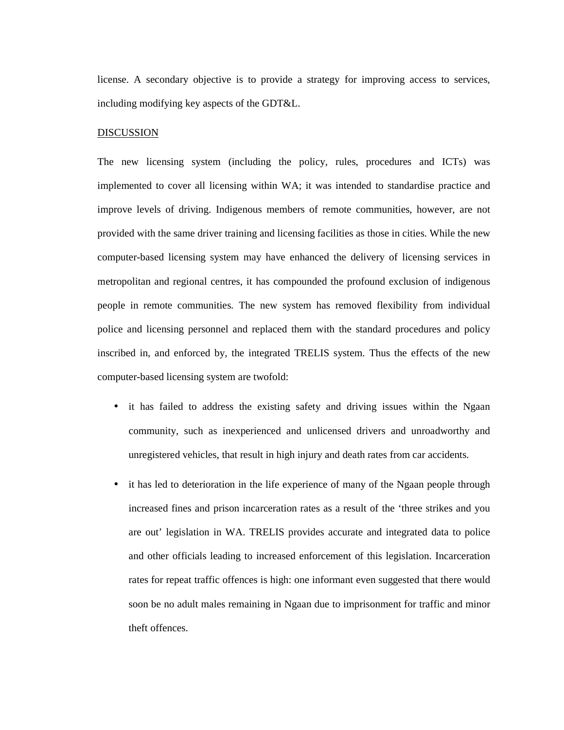license. A secondary objective is to provide a strategy for improving access to services, including modifying key aspects of the GDT&L.

## DISCUSSION

The new licensing system (including the policy, rules, procedures and ICTs) was implemented to cover all licensing within WA; it was intended to standardise practice and improve levels of driving. Indigenous members of remote communities, however, are not provided with the same driver training and licensing facilities as those in cities. While the new computer-based licensing system may have enhanced the delivery of licensing services in metropolitan and regional centres, it has compounded the profound exclusion of indigenous people in remote communities. The new system has removed flexibility from individual police and licensing personnel and replaced them with the standard procedures and policy inscribed in, and enforced by, the integrated TRELIS system. Thus the effects of the new computer-based licensing system are twofold:

- it has failed to address the existing safety and driving issues within the Ngaan community, such as inexperienced and unlicensed drivers and unroadworthy and unregistered vehicles, that result in high injury and death rates from car accidents.
- it has led to deterioration in the life experience of many of the Ngaan people through increased fines and prison incarceration rates as a result of the 'three strikes and you are out' legislation in WA. TRELIS provides accurate and integrated data to police and other officials leading to increased enforcement of this legislation. Incarceration rates for repeat traffic offences is high: one informant even suggested that there would soon be no adult males remaining in Ngaan due to imprisonment for traffic and minor theft offences.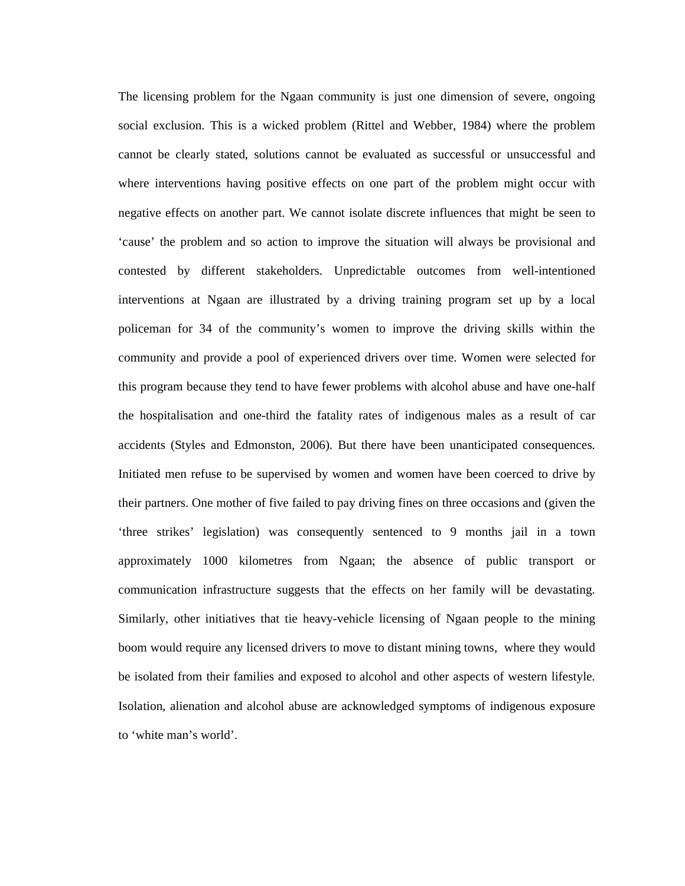The licensing problem for the Ngaan community is just one dimension of severe, ongoing social exclusion. This is a wicked problem (Rittel and Webber, 1984) where the problem cannot be clearly stated, solutions cannot be evaluated as successful or unsuccessful and where interventions having positive effects on one part of the problem might occur with negative effects on another part. We cannot isolate discrete influences that might be seen to 'cause' the problem and so action to improve the situation will always be provisional and contested by different stakeholders. Unpredictable outcomes from well-intentioned interventions at Ngaan are illustrated by a driving training program set up by a local policeman for 34 of the community's women to improve the driving skills within the community and provide a pool of experienced drivers over time. Women were selected for this program because they tend to have fewer problems with alcohol abuse and have one-half the hospitalisation and one-third the fatality rates of indigenous males as a result of car accidents (Styles and Edmonston, 2006). But there have been unanticipated consequences. Initiated men refuse to be supervised by women and women have been coerced to drive by their partners. One mother of five failed to pay driving fines on three occasions and (given the 'three strikes' legislation) was consequently sentenced to 9 months jail in a town approximately 1000 kilometres from Ngaan; the absence of public transport or communication infrastructure suggests that the effects on her family will be devastating. Similarly, other initiatives that tie heavy-vehicle licensing of Ngaan people to the mining boom would require any licensed drivers to move to distant mining towns, where they would be isolated from their families and exposed to alcohol and other aspects of western lifestyle. Isolation, alienation and alcohol abuse are acknowledged symptoms of indigenous exposure to 'white man's world'.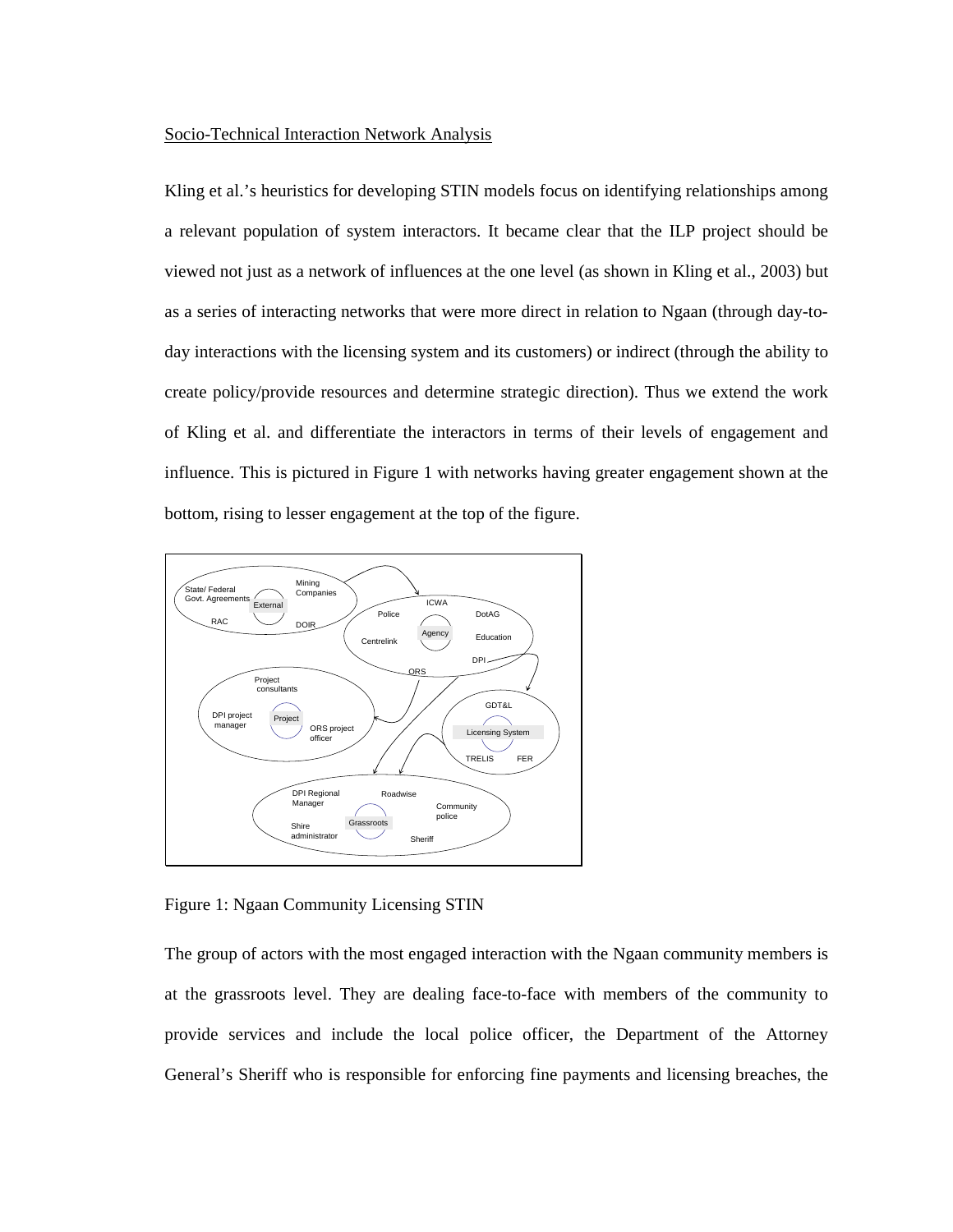Socio-Technical Interaction Network Analysis

Kling et al.'s heuristics for developing STIN models focus on identifying relationships among a relevant population of system interactors. It became clear that the ILP project should be viewed not just as a network of influences at the one level (as shown in Kling et al., 2003) but as a series of interacting networks that were more direct in relation to Ngaan (through day-to-day interactions with the licensing system and its customers) or indirect (through the ability to create policy/provide resources and determine strategic direction). Thus we extend the work of Kling et al. and differentiate the interactors in terms of their levels of engagement and influence. This is pictured in Figure 1 with networks having greater engagement shown at the bottom, rising to lesser engagement at the top of the figure.

Figure 1: Ngaan Community Licensing STIN

The group of actors with the most engaged interaction with the Ngaan community members is at the grassroots level. They are dealing face-to-face with members of the community to provide services and include the local police officer, the Department of the Attorney General's Sheriff who is responsible for enforcing fine payments and licensing breaches, the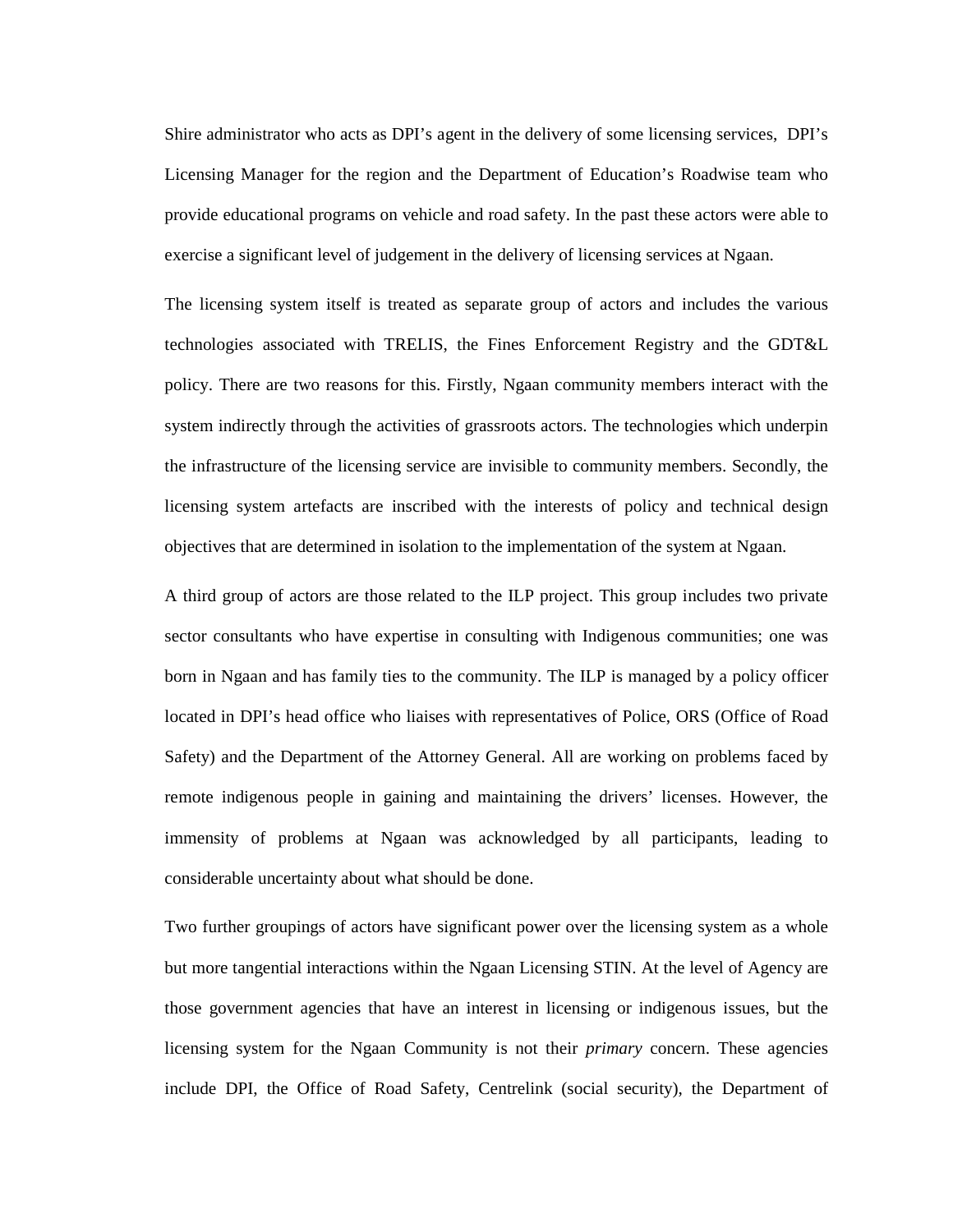Shire administrator who acts as DPI's agent in the delivery of some licensing services,  DPI's Licensing Manager for the region and the Department of Education's Roadwise team who provide educational programs on vehicle and road safety. In the past these actors were able to exercise a significant level of judgement in the delivery of licensing services at Ngaan.

The licensing system itself is treated as separate group of actors and includes the various technologies associated with TRELIS, the Fines Enforcement Registry and the GDT&L policy. There are two reasons for this. Firstly, Ngaan community members interact with the system indirectly through the activities of grassroots actors. The technologies which underpin the infrastructure of the licensing service are invisible to community members. Secondly, the licensing system artefacts are inscribed with the interests of policy and technical design objectives that are determined in isolation to the implementation of the system at Ngaan.

A third group of actors are those related to the ILP project. This group includes two private sector consultants who have expertise in consulting with Indigenous communities; one was born in Ngaan and has family ties to the community. The ILP is managed by a policy officer located in DPI's head office who liaises with representatives of Police, ORS (Office of Road Safety) and the Department of the Attorney General. All are working on problems faced by remote indigenous people in gaining and maintaining the drivers' licenses. However, the immensity of problems at Ngaan was acknowledged by all participants, leading to considerable uncertainty about what should be done.

Two further groupings of actors have significant power over the licensing system as a whole but more tangential interactions within the Ngaan Licensing STIN. At the level of Agency are those government agencies that have an interest in licensing or indigenous issues, but the licensing system for the Ngaan Community is not their *primary* concern. These agencies include DPI, the Office of Road Safety, Centrelink (social security), the Department of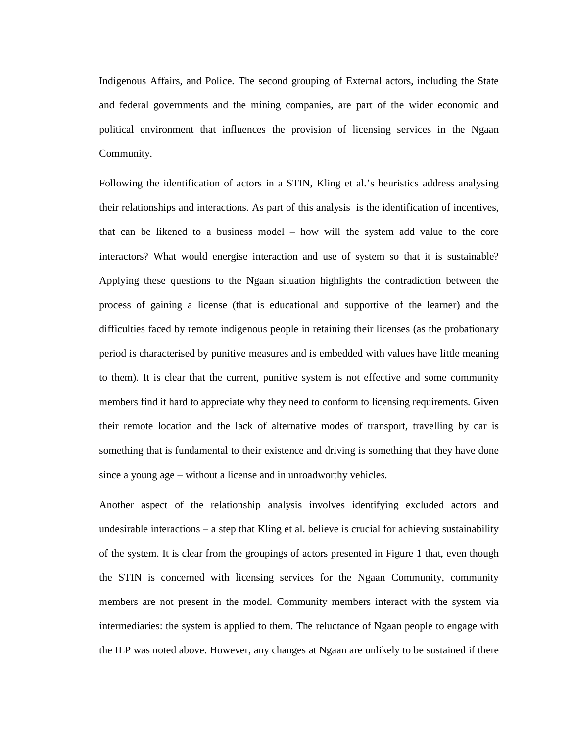Indigenous Affairs, and Police. The second grouping of External actors, including the State and federal governments and the mining companies, are part of the wider economic and political environment that influences the provision of licensing services in the Ngaan Community.

Following the identification of actors in a STIN, Kling et al.'s heuristics address analysing their relationships and interactions. As part of this analysis is the identification of incentives, that can be likened to a business model – how will the system add value to the core interactors? What would energise interaction and use of system so that it is sustainable? Applying these questions to the Ngaan situation highlights the contradiction between the process of gaining a license (that is educational and supportive of the learner) and the difficulties faced by remote indigenous people in retaining their licenses (as the probationary period is characterised by punitive measures and is embedded with values have little meaning to them). It is clear that the current, punitive system is not effective and some community members find it hard to appreciate why they need to conform to licensing requirements. Given their remote location and the lack of alternative modes of transport, travelling by car is something that is fundamental to their existence and driving is something that they have done since a young age – without a license and in unroadworthy vehicles.

Another aspect of the relationship analysis involves identifying excluded actors and undesirable interactions – a step that Kling et al. believe is crucial for achieving sustainability of the system. It is clear from the groupings of actors presented in Figure 1 that, even though the STIN is concerned with licensing services for the Ngaan Community, community members are not present in the model. Community members interact with the system via intermediaries: the system is applied to them. The reluctance of Ngaan people to engage with the ILP was noted above. However, any changes at Ngaan are unlikely to be sustained if there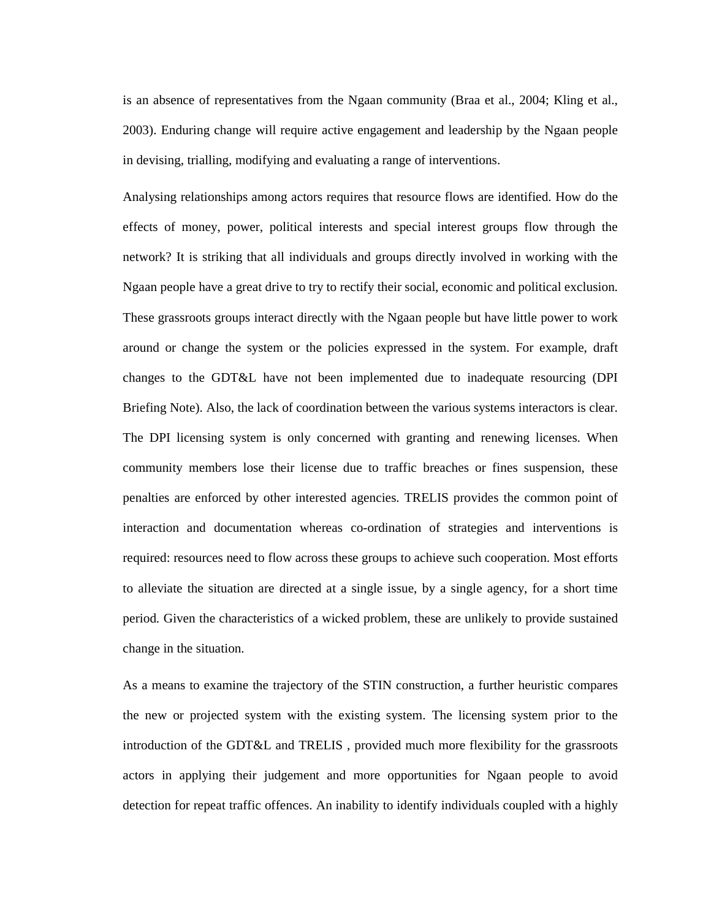is an absence of representatives from the Ngaan community (Braa et al., 2004; Kling et al., 2003). Enduring change will require active engagement and leadership by the Ngaan people in devising, trialling, modifying and evaluating a range of interventions.

Analysing relationships among actors requires that resource flows are identified. How do the effects of money, power, political interests and special interest groups flow through the network? It is striking that all individuals and groups directly involved in working with the Ngaan people have a great drive to try to rectify their social, economic and political exclusion. These grassroots groups interact directly with the Ngaan people but have little power to work around or change the system or the policies expressed in the system. For example, draft changes to the GDT&L have not been implemented due to inadequate resourcing (DPI Briefing Note). Also, the lack of coordination between the various systems interactors is clear. The DPI licensing system is only concerned with granting and renewing licenses. When community members lose their license due to traffic breaches or fines suspension, these penalties are enforced by other interested agencies. TRELIS provides the common point of interaction and documentation whereas co-ordination of strategies and interventions is required: resources need to flow across these groups to achieve such cooperation. Most efforts to alleviate the situation are directed at a single issue, by a single agency, for a short time period. Given the characteristics of a wicked problem, these are unlikely to provide sustained change in the situation.

As a means to examine the trajectory of the STIN construction, a further heuristic compares the new or projected system with the existing system. The licensing system prior to the introduction of the GDT&L and TRELIS , provided much more flexibility for the grassroots actors in applying their judgement and more opportunities for Ngaan people to avoid detection for repeat traffic offences. An inability to identify individuals coupled with a highly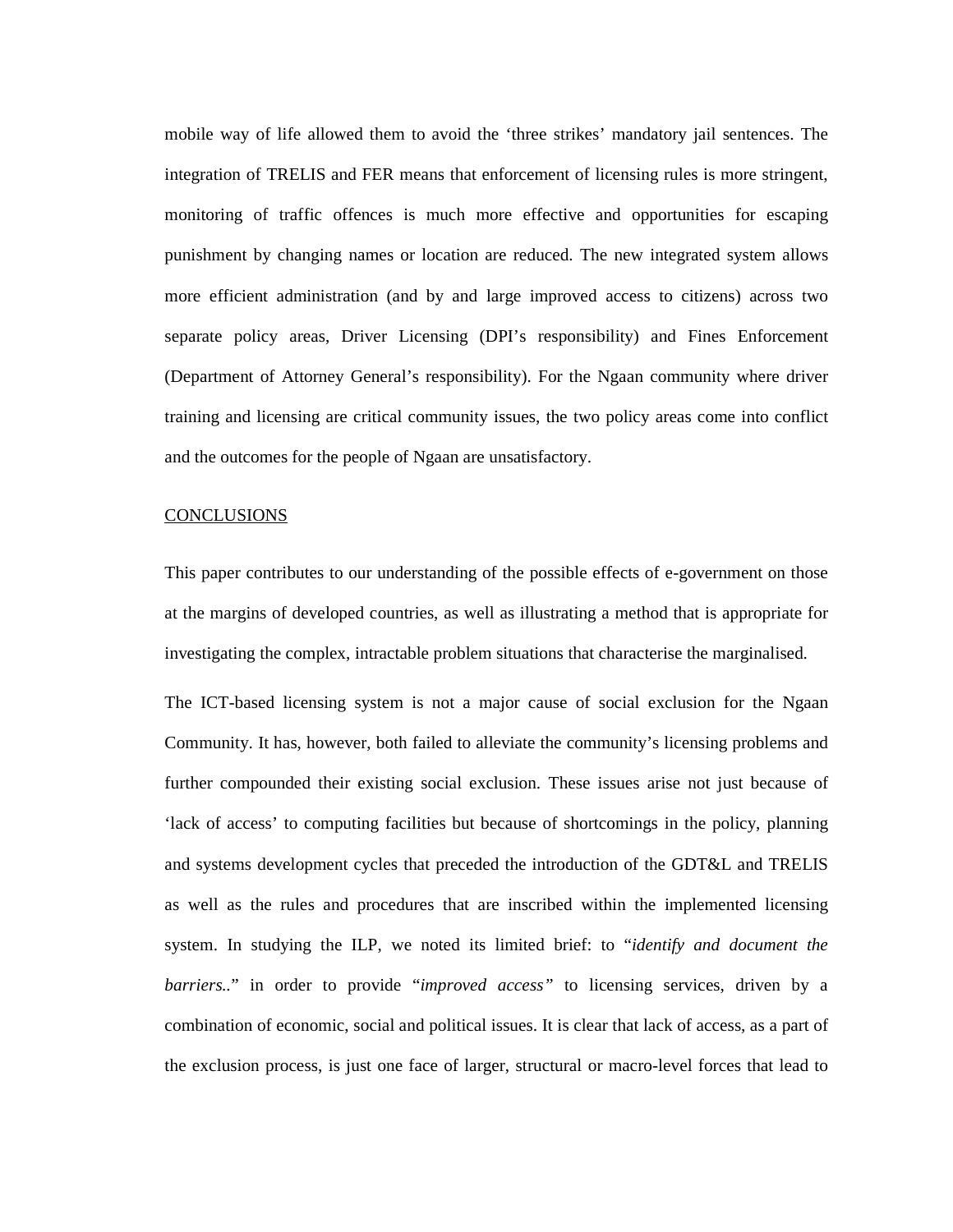mobile way of life allowed them to avoid the 'three strikes' mandatory jail sentences. The integration of TRELIS and FER means that enforcement of licensing rules is more stringent, monitoring of traffic offences is much more effective and opportunities for escaping punishment by changing names or location are reduced. The new integrated system allows more efficient administration (and by and large improved access to citizens) across two separate policy areas, Driver Licensing (DPI's responsibility) and Fines Enforcement (Department of Attorney General's responsibility). For the Ngaan community where driver training and licensing are critical community issues, the two policy areas come into conflict and the outcomes for the people of Ngaan are unsatisfactory.

## CONCLUSIONS

This paper contributes to our understanding of the possible effects of e-government on those at the margins of developed countries, as well as illustrating a method that is appropriate for investigating the complex, intractable problem situations that characterise the marginalised.

The ICT-based licensing system is not a major cause of social exclusion for the Ngaan Community. It has, however, both failed to alleviate the community's licensing problems and further compounded their existing social exclusion. These issues arise not just because of 'lack of access' to computing facilities but because of shortcomings in the policy, planning and systems development cycles that preceded the introduction of the GDT&L and TRELIS as well as the rules and procedures that are inscribed within the implemented licensing system. In studying the ILP, we noted its limited brief: to "*identify and document the barriers..*" in order to provide "*improved access*" to licensing services, driven by a combination of economic, social and political issues. It is clear that lack of access, as a part of the exclusion process, is just one face of larger, structural or macro-level forces that lead to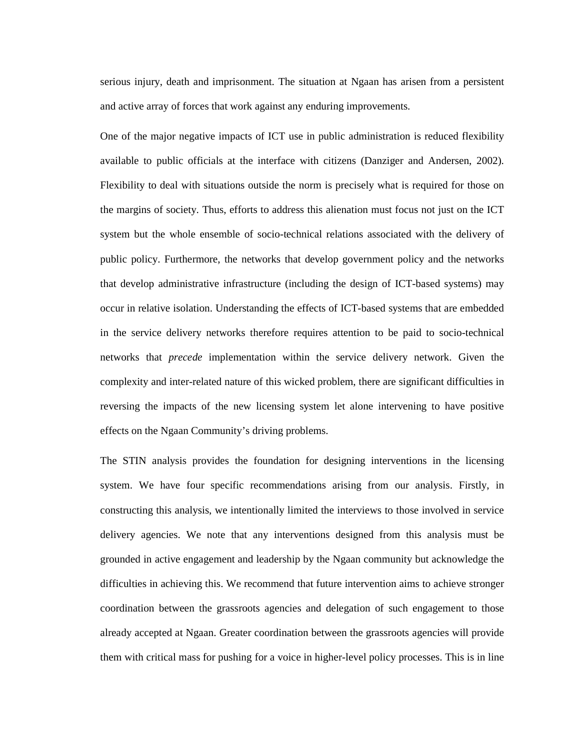serious injury, death and imprisonment. The situation at Ngaan has arisen from a persistent and active array of forces that work against any enduring improvements.

One of the major negative impacts of ICT use in public administration is reduced flexibility available to public officials at the interface with citizens (Danziger and Andersen, 2002). Flexibility to deal with situations outside the norm is precisely what is required for those on the margins of society. Thus, efforts to address this alienation must focus not just on the ICT system but the whole ensemble of socio-technical relations associated with the delivery of public policy. Furthermore, the networks that develop government policy and the networks that develop administrative infrastructure (including the design of ICT-based systems) may occur in relative isolation. Understanding the effects of ICT-based systems that are embedded in the service delivery networks therefore requires attention to be paid to socio-technical networks that *precede* implementation within the service delivery network. Given the complexity and inter-related nature of this wicked problem, there are significant difficulties in reversing the impacts of the new licensing system let alone intervening to have positive effects on the Ngaan Community's driving problems.

The STIN analysis provides the foundation for designing interventions in the licensing system. We have four specific recommendations arising from our analysis. Firstly, in constructing this analysis, we intentionally limited the interviews to those involved in service delivery agencies. We note that any interventions designed from this analysis must be grounded in active engagement and leadership by the Ngaan community but acknowledge the difficulties in achieving this. We recommend that future intervention aims to achieve stronger coordination between the grassroots agencies and delegation of such engagement to those already accepted at Ngaan. Greater coordination between the grassroots agencies will provide them with critical mass for pushing for a voice in higher-level policy processes. This is in line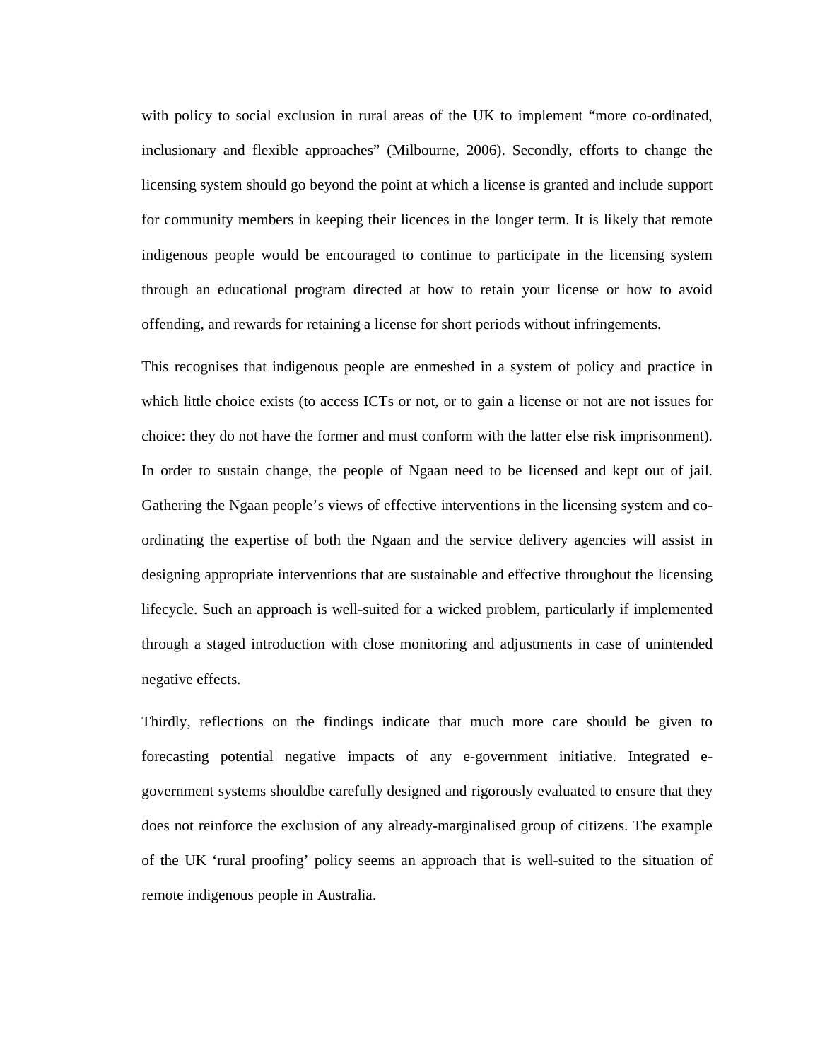with policy to social exclusion in rural areas of the UK to implement "more co-ordinated, inclusionary and flexible approaches" (Milbourne, 2006). Secondly, efforts to change the licensing system should go beyond the point at which a license is granted and include support for community members in keeping their licences in the longer term. It is likely that remote indigenous people would be encouraged to continue to participate in the licensing system through an educational program directed at how to retain your license or how to avoid offending, and rewards for retaining a license for short periods without infringements.

This recognises that indigenous people are enmeshed in a system of policy and practice in which little choice exists (to access ICTs or not, or to gain a license or not are not issues for choice: they do not have the former and must conform with the latter else risk imprisonment). In order to sustain change, the people of Ngaan need to be licensed and kept out of jail. Gathering the Ngaan people's views of effective interventions in the licensing system and co-ordinating the expertise of both the Ngaan and the service delivery agencies will assist in designing appropriate interventions that are sustainable and effective throughout the licensing lifecycle. Such an approach is well-suited for a wicked problem, particularly if implemented through a staged introduction with close monitoring and adjustments in case of unintended negative effects.

Thirdly, reflections on the findings indicate that much more care should be given to forecasting potential negative impacts of any e-government initiative. Integrated e-government systems shouldbe carefully designed and rigorously evaluated to ensure that they does not reinforce the exclusion of any already-marginalised group of citizens. The example of the UK 'rural proofing' policy seems an approach that is well-suited to the situation of remote indigenous people in Australia.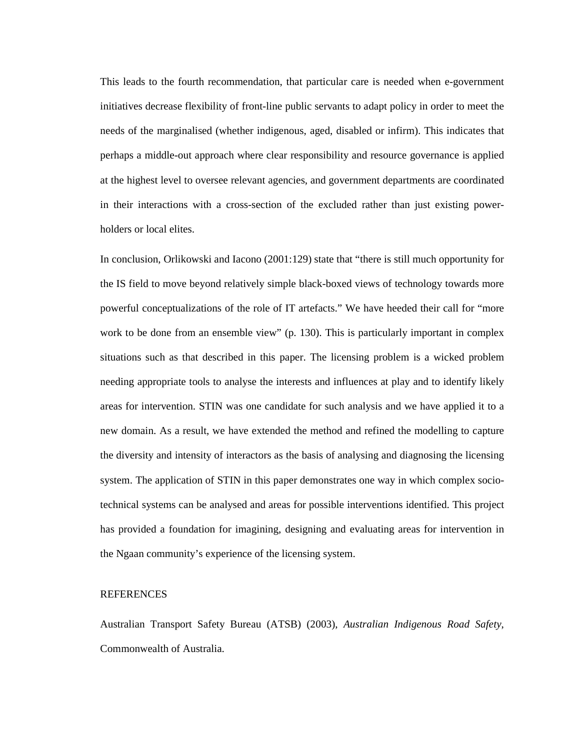This leads to the fourth recommendation, that particular care is needed when e-government initiatives decrease flexibility of front-line public servants to adapt policy in order to meet the needs of the marginalised (whether indigenous, aged, disabled or infirm). This indicates that perhaps a middle-out approach where clear responsibility and resource governance is applied at the highest level to oversee relevant agencies, and government departments are coordinated in their interactions with a cross-section of the excluded rather than just existing power-holders or local elites.

In conclusion, Orlikowski and Iacono (2001:129) state that "there is still much opportunity for the IS field to move beyond relatively simple black-boxed views of technology towards more powerful conceptualizations of the role of IT artefacts." We have heeded their call for "more work to be done from an ensemble view" (p. 130). This is particularly important in complex situations such as that described in this paper. The licensing problem is a wicked problem needing appropriate tools to analyse the interests and influences at play and to identify likely areas for intervention. STIN was one candidate for such analysis and we have applied it to a new domain. As a result, we have extended the method and refined the modelling to capture the diversity and intensity of interactors as the basis of analysing and diagnosing the licensing system. The application of STIN in this paper demonstrates one way in which complex socio-technical systems can be analysed and areas for possible interventions identified. This project has provided a foundation for imagining, designing and evaluating areas for intervention in the Ngaan community's experience of the licensing system.

## REFERENCES

Australian Transport Safety Bureau (ATSB) (2003), *Australian Indigenous Road Safety*, Commonwealth of Australia.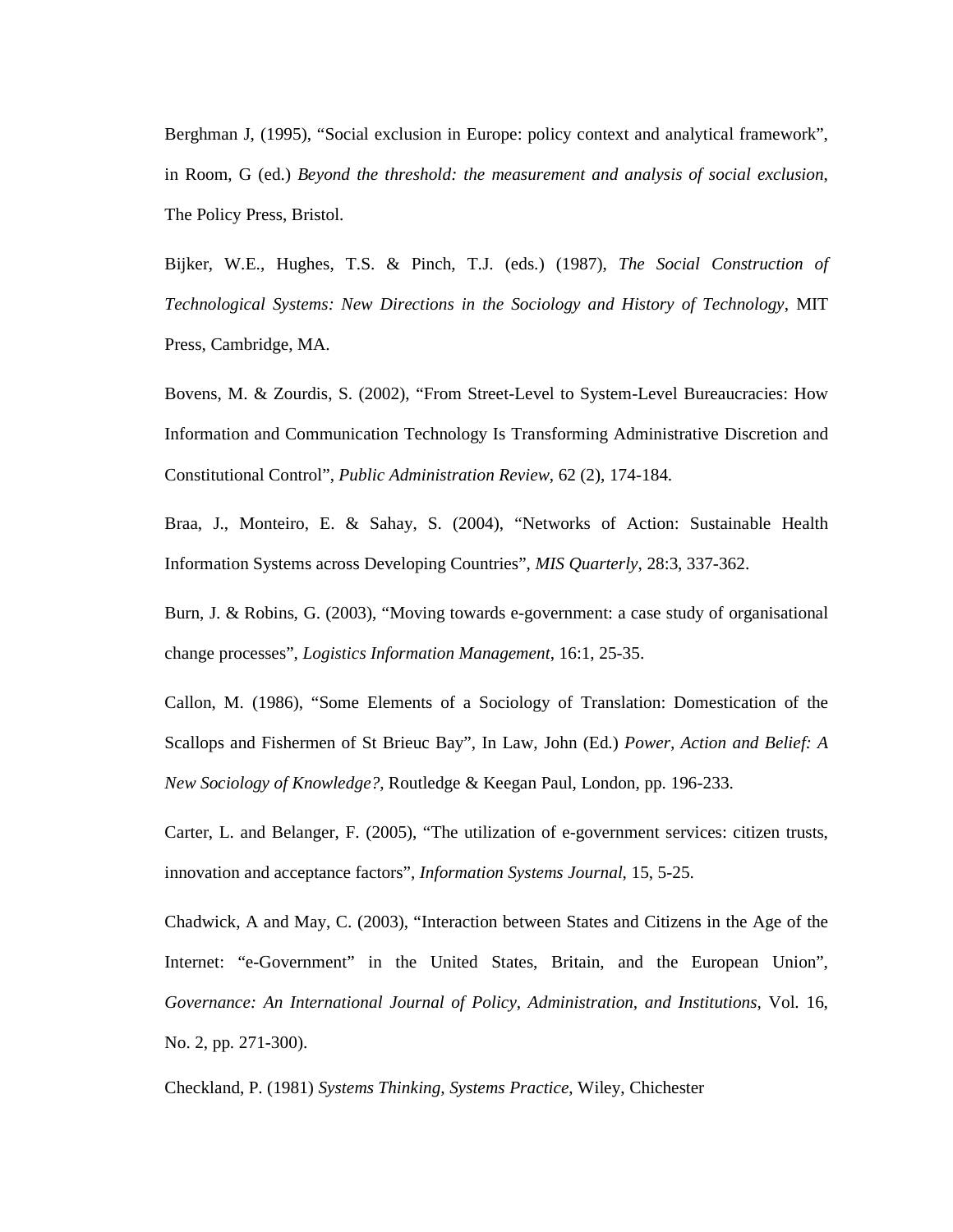Berghman J, (1995), “Social exclusion in Europe: policy context and analytical framework”, in Room, G (ed.) *Beyond the threshold: the measurement and analysis of social exclusion*, The Policy Press, Bristol.

Bijker, W.E., Hughes, T.S. & Pinch, T.J. (eds.) (1987), *The Social Construction of Technological Systems: New Directions in the Sociology and History of Technology*, MIT Press, Cambridge, MA.

Bovens, M. & Zourdis, S. (2002), “From Street-Level to System-Level Bureaucracies: How Information and Communication Technology Is Transforming Administrative Discretion and Constitutional Control”, *Public Administration Review*, 62 (2), 174-184.

Braa, J., Monteiro, E. & Sahay, S. (2004), “Networks of Action: Sustainable Health Information Systems across Developing Countries”, *MIS Quarterly*, 28:3, 337-362.

Burn, J. & Robins, G. (2003), “Moving towards e-government: a case study of organisational change processes”, *Logistics Information Management*, 16:1, 25-35.

Callon, M. (1986), “Some Elements of a Sociology of Translation: Domestication of the Scallops and Fishermen of St Brieuc Bay”, In Law, John (Ed.) *Power, Action and Belief: A New Sociology of Knowledge?*, Routledge & Keegan Paul, London, pp. 196-233.

Carter, L. and Belanger, F. (2005), “The utilization of e-government services: citizen trusts, innovation and acceptance factors”, *Information Systems Journal*, 15, 5-25.

Chadwick, A and May, C. (2003), “Interaction between States and Citizens in the Age of the Internet: “e-Government” in the United States, Britain, and the European Union”, *Governance: An International Journal of Policy, Administration, and Institutions*, Vol. 16, No. 2, pp. 271-300).

Checkland, P. (1981) *Systems Thinking, Systems Practice*, Wiley, Chichester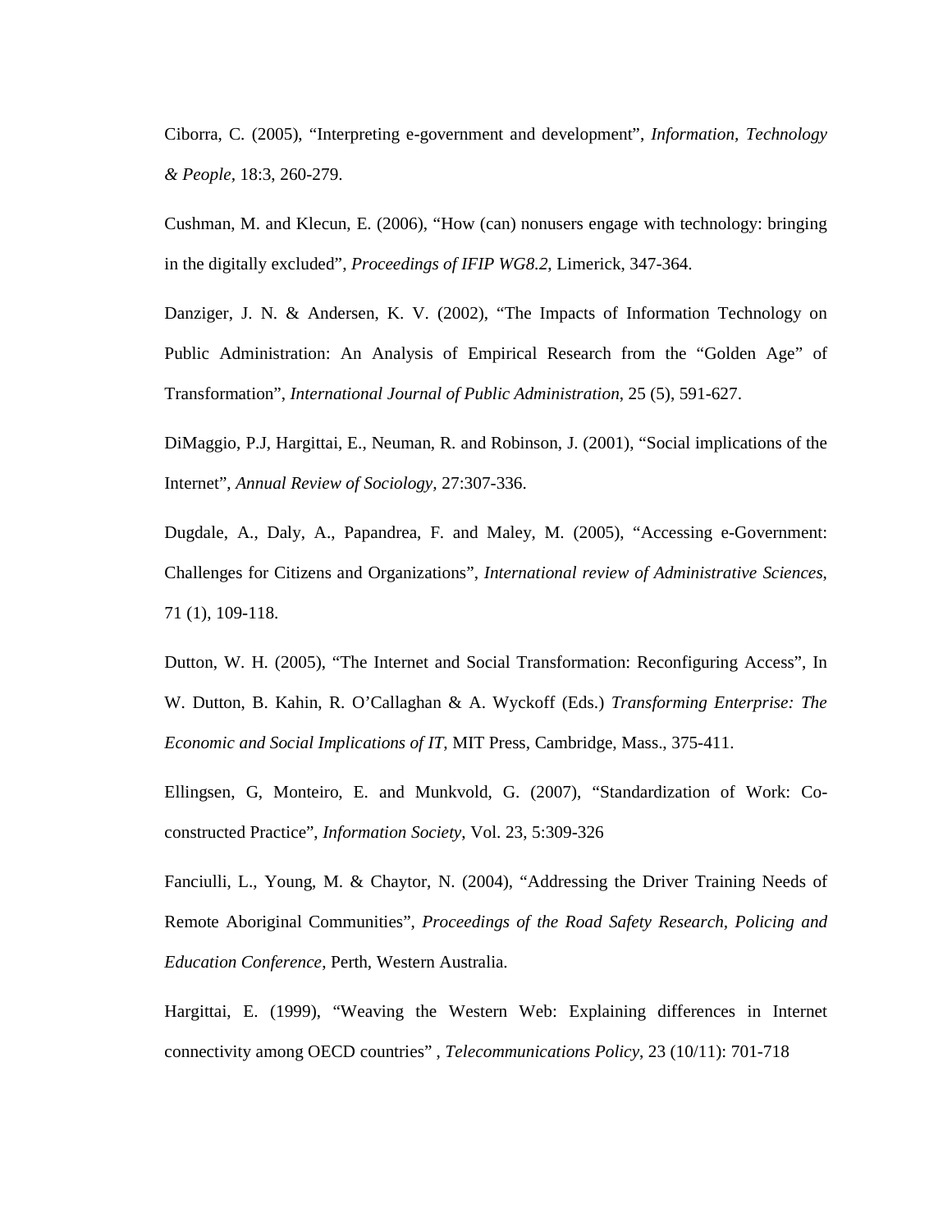Ciborra, C. (2005), "Interpreting e-government and development", *Information, Technology & People*, 18:3, 260-279.

Cushman, M. and Klecun, E. (2006), "How (can) nonusers engage with technology: bringing in the digitally excluded", *Proceedings of IFIP WG8.2*, Limerick, 347-364.

Danziger, J. N. & Andersen, K. V. (2002), "The Impacts of Information Technology on Public Administration: An Analysis of Empirical Research from the "Golden Age" of Transformation", *International Journal of Public Administration*, 25 (5), 591-627.

DiMaggio, P.J, Hargittai, E., Neuman, R. and Robinson, J. (2001), "Social implications of the Internet", *Annual Review of Sociology*, 27:307-336.

Dugdale, A., Daly, A., Papandrea, F. and Maley, M. (2005), "Accessing e-Government: Challenges for Citizens and Organizations", *International review of Administrative Sciences*, 71 (1), 109-118.

Dutton, W. H. (2005), "The Internet and Social Transformation: Reconfiguring Access", In W. Dutton, B. Kahin, R. O'Callaghan & A. Wyckoff (Eds.) *Transforming Enterprise: The Economic and Social Implications of IT*, MIT Press, Cambridge, Mass., 375-411.

Ellingsen, G, Monteiro, E. and Munkvold, G. (2007), "Standardization of Work: Co-constructed Practice", *Information Society*, Vol. 23, 5:309-326

Fanciulli, L., Young, M. & Chaytor, N. (2004), "Addressing the Driver Training Needs of Remote Aboriginal Communities", *Proceedings of the Road Safety Research, Policing and Education Conference*, Perth, Western Australia.

Hargittai, E. (1999), "Weaving the Western Web: Explaining differences in Internet connectivity among OECD countries" , *Telecommunications Policy*, 23 (10/11): 701-718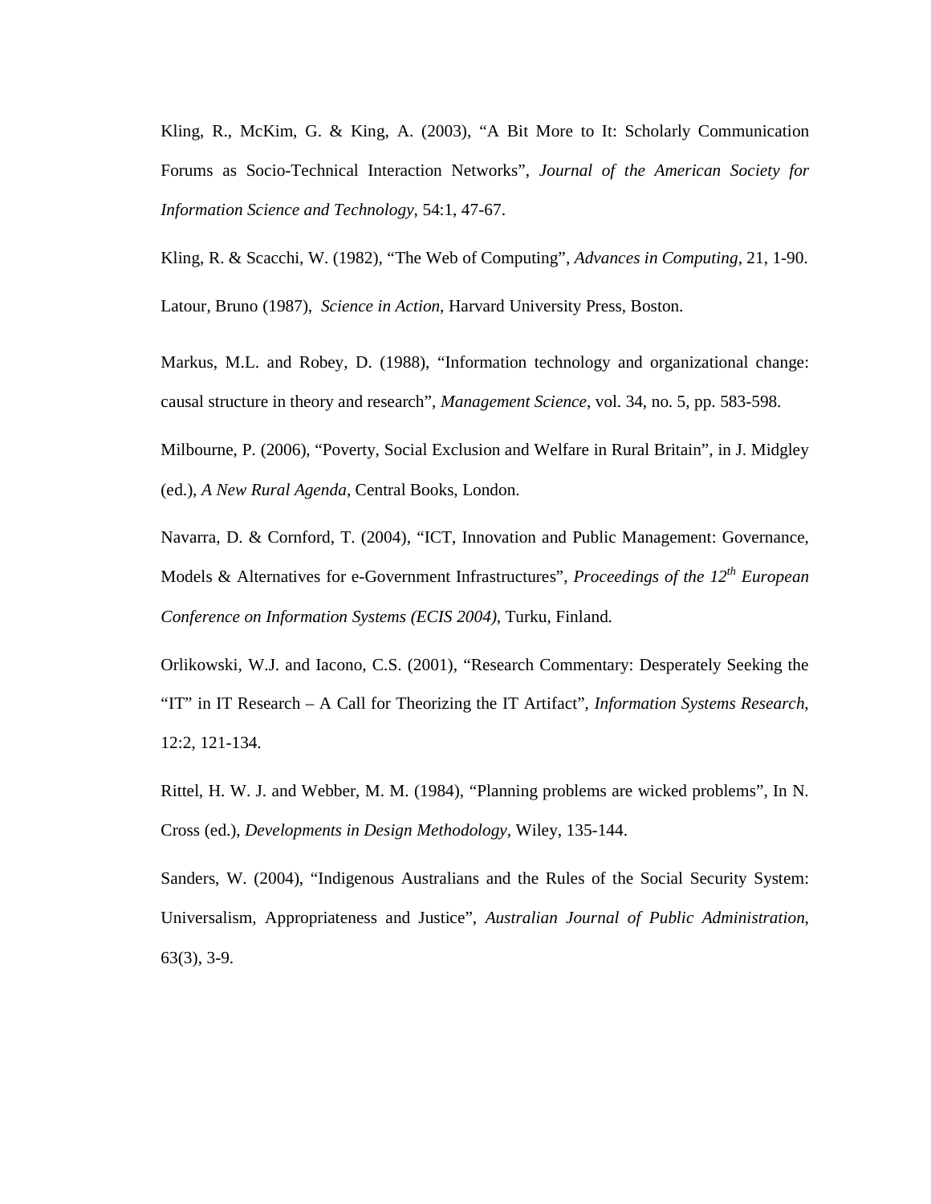Kling, R., McKim, G. & King, A. (2003), "A Bit More to It: Scholarly Communication Forums as Socio-Technical Interaction Networks", *Journal of the American Society for Information Science and Technology*, 54:1, 47-67.

Kling, R. & Scacchi, W. (1982), "The Web of Computing", *Advances in Computing*, 21, 1-90.

Latour, Bruno (1987), *Science in Action*, Harvard University Press, Boston.

Markus, M.L. and Robey, D. (1988), "Information technology and organizational change: causal structure in theory and research", *Management Science*, vol. 34, no. 5, pp. 583-598.

Milbourne, P. (2006), "Poverty, Social Exclusion and Welfare in Rural Britain", in J. Midgley (ed.), *A New Rural Agenda*, Central Books, London.

Navarra, D. & Cornford, T. (2004), "ICT, Innovation and Public Management: Governance, Models & Alternatives for e-Government Infrastructures", *Proceedings of the 12th European Conference on Information Systems (ECIS 2004)*, Turku, Finland.

Orlikowski, W.J. and Iacono, C.S. (2001), "Research Commentary: Desperately Seeking the "IT" in IT Research – A Call for Theorizing the IT Artifact", *Information Systems Research*, 12:2, 121-134.

Rittel, H. W. J. and Webber, M. M. (1984), "Planning problems are wicked problems", In N. Cross (ed.), *Developments in Design Methodology*, Wiley, 135-144.

Sanders, W. (2004), "Indigenous Australians and the Rules of the Social Security System: Universalism, Appropriateness and Justice", *Australian Journal of Public Administration*, 63(3), 3-9.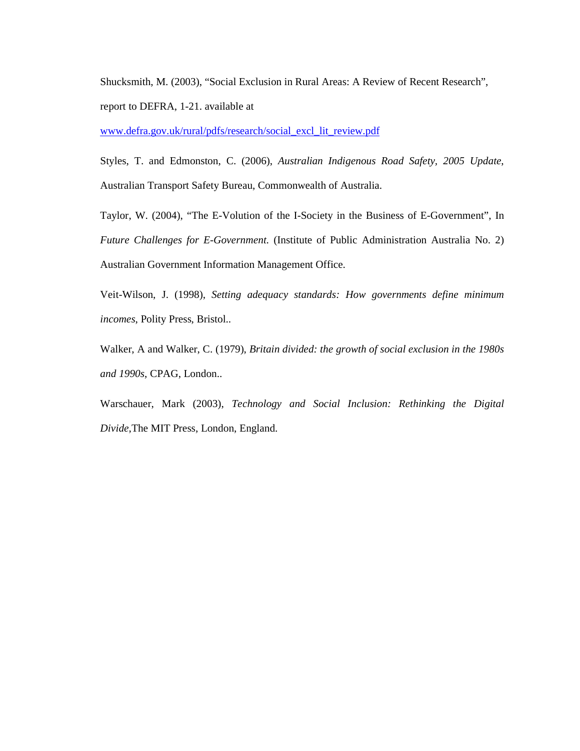Shucksmith, M. (2003), "Social Exclusion in Rural Areas: A Review of Recent Research", report to DEFRA, 1-21. available at www.defra.gov.uk/rural/pdfs/research/social_excl_lit_review.pdf

Styles, T. and Edmonston, C. (2006), *Australian Indigenous Road Safety, 2005 Update*, Australian Transport Safety Bureau, Commonwealth of Australia.

Taylor, W. (2004), "The E-Volution of the I-Society in the Business of E-Government", In *Future Challenges for E-Government.* (Institute of Public Administration Australia No. 2) Australian Government Information Management Office.

Veit-Wilson, J. (1998), *Setting adequacy standards: How governments define minimum incomes*, Polity Press, Bristol..

Walker, A and Walker, C. (1979), *Britain divided: the growth of social exclusion in the 1980s and 1990s*, CPAG, London..

Warschauer, Mark (2003), *Technology and Social Inclusion: Rethinking the Digital Divide*,The MIT Press, London, England.